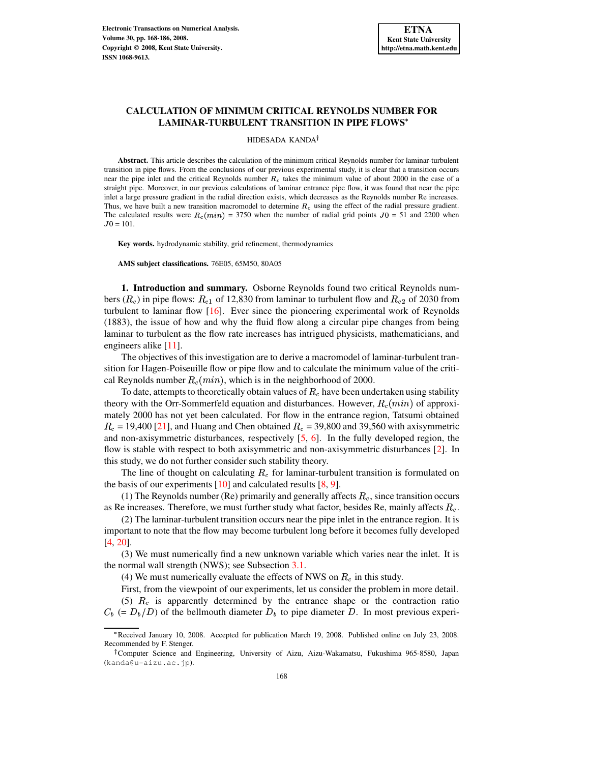# CALCULATION OF MINIMUM CRITICAL REYNOLDS NUMBER FOR LAMINAR-TURBULENT TRANSITION IN PIPE FLOWS*

HIDESADA KANDA†

**Abstract.** This article describes the calculation of the minimum critical Reynolds number for laminar-turbulent transition in pipe flows. From the conclusions of our previous experimental study, it is clear that a transition occurs near the pipe inlet and the critical Reynolds number $R_c$ takes the minimum value of about 2000 in the case of a straight pipe. Moreover, in our previous calculations of laminar entrance pipe flow, it was found that near the pipe inlet a large pressure gradient in the radial direction exists, which decreases as the Reynolds number Re increases. Thus, we have built a new transition macromodel to determine $R_c$ using the effect of the radial pressure gradient. The calculated results were $R_c(min)$ = 3750 when the number of radial grid points $J0$ = 51 and 2200 when $J0$ = 101.

**Key words.** hydrodynamic stability, grid refinement, thermodynamics

**AMS subject classifications.** 76E05, 65M50, 80A05

## 1. Introduction and summary.

Osborne Reynolds found two critical Reynolds numbers ($R_c$) in pipe flows: $R_{c1}$ of 12,830 from laminar to turbulent flow and $R_{c2}$ of 2030 from turbulent to laminar flow [16]. Ever since the pioneering experimental work of Reynolds (1883), the issue of how and why the fluid flow along a circular pipe changes from being laminar to turbulent as the flow rate increases has intrigued physicists, mathematicians, and engineers alike [11].

The objectives of this investigation are to derive a macromodel of laminar-turbulent transition for Hagen-Poiseuille flow or pipe flow and to calculate the minimum value of the critical Reynolds number $R_c(min)$, which is in the neighborhood of 2000.

To date, attempts to theoretically obtain values of $R_c$ have been undertaken using stability theory with the Orr-Sommerfeld equation and disturbances. However, $R_c(min)$ of approximately 2000 has not yet been calculated. For flow in the entrance region, Tatsumi obtained $R_c$ = 19,400 [21], and Huang and Chen obtained $R_c$ = 39,800 and 39,560 with axisymmetric and non-axisymmetric disturbances, respectively [5, 6]. In the fully developed region, the flow is stable with respect to both axisymmetric and non-axisymmetric disturbances [2]. In this study, we do not further consider such stability theory.

The line of thought on calculating $R_c$ for laminar-turbulent transition is formulated on the basis of our experiments [10] and calculated results [8, 9].

(1) The Reynolds number (Re) primarily and generally affects $R_c$, since transition occurs as Re increases. Therefore, we must further study what factor, besides Re, mainly affects $R_c$.

(2) The laminar-turbulent transition occurs near the pipe inlet in the entrance region. It is important to note that the flow may become turbulent long before it becomes fully developed [4, 20].

(3) We must numerically find a new unknown variable which varies near the inlet. It is the normal wall strength (NWS); see Subsection 3.1.

(4) We must numerically evaluate the effects of NWS on $R_c$ in this study.

First, from the viewpoint of our experiments, let us consider the problem in more detail.

(5) $R_c$ is apparently determined by the entrance shape or the contraction ratio $C_b$ (= $D_b/D$) of the bellmouth diameter $D_b$ to pipe diameter $D$. In most previous experi-

---

*Received January 10, 2008. Accepted for publication March 19, 2008. Published online on July 23, 2008. Recommended by F. Stenger.

†Computer Science and Engineering, University of Aizu, Aizu-Wakamatsu, Fukushima 965-8580, Japan (kanda@u-aizu.ac.jp).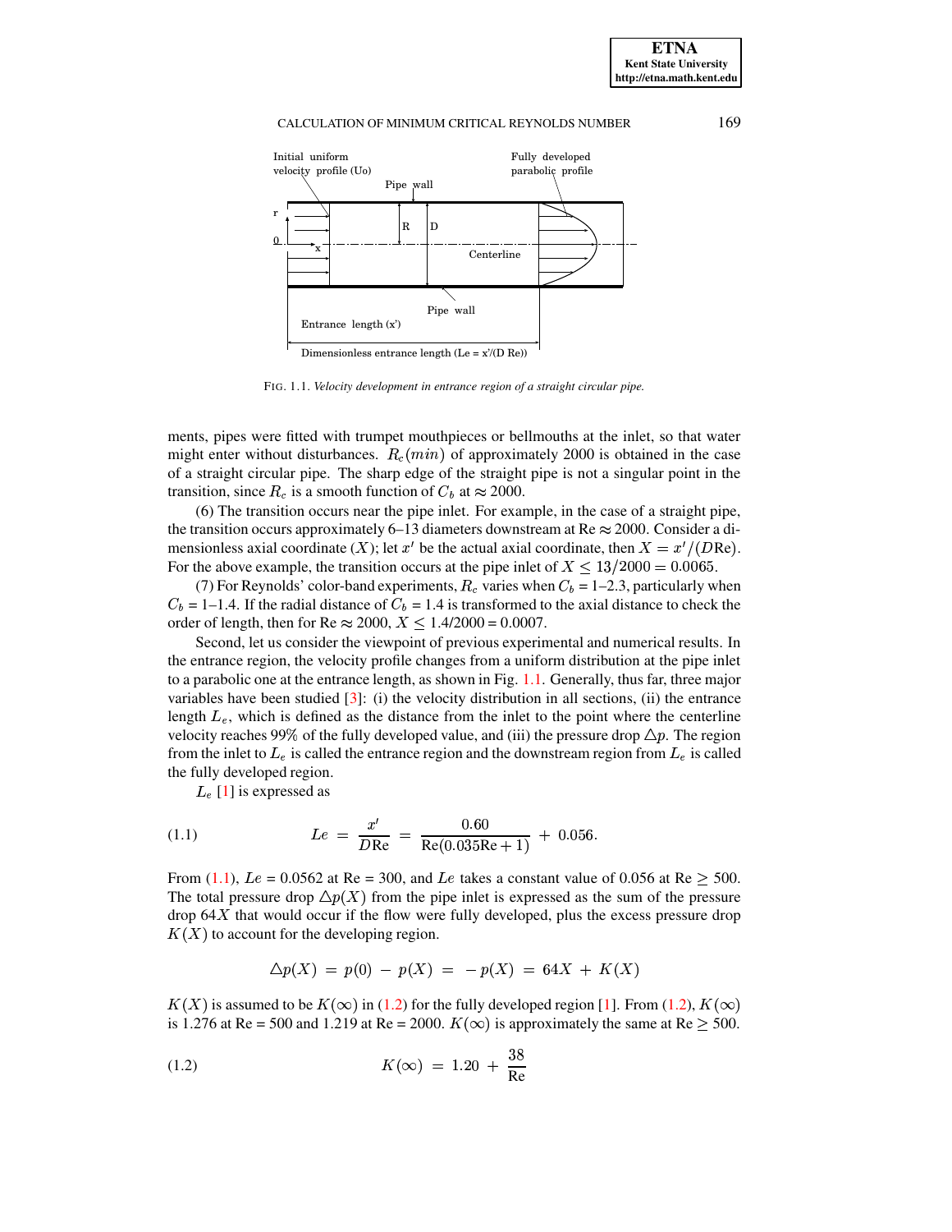FIG. 1.1. *Velocity development in entrance region of a straight circular pipe.*

ments, pipes were fitted with trumpet mouthpieces or bellmouths at the inlet, so that water might enter without disturbances. $R_c(min)$ of approximately 2000 is obtained in the case of a straight circular pipe. The sharp edge of the straight pipe is not a singular point in the transition, since $R_c$ is a smooth function of $C_b$ at $\approx 2000$.

(6) The transition occurs near the pipe inlet. For example, in the case of a straight pipe, the transition occurs approximately 6–13 diameters downstream at Re $\approx 2000$. Consider a dimensionless axial coordinate ($X$); let $x'$ be the actual axial coordinate, then $X = x'/(D\text{Re})$. For the above example, the transition occurs at the pipe inlet of $X \leq 13/2000 = 0.0065$.

(7) For Reynolds' color-band experiments, $R_c$ varies when $C_b$ = 1–2.3, particularly when $C_b$ = 1–1.4. If the radial distance of $C_b = 1.4$ is transformed to the axial distance to check the order of length, then for Re $\approx 2000$, $X \leq 1.4/2000 = 0.0007$.

Second, let us consider the viewpoint of previous experimental and numerical results. In the entrance region, the velocity profile changes from a uniform distribution at the pipe inlet to a parabolic one at the entrance length, as shown in Fig. 1.1. Generally, thus far, three major variables have been studied [3]: (i) the velocity distribution in all sections, (ii) the entrance length $L_e$, which is defined as the distance from the inlet to the point where the centerline velocity reaches 99% of the fully developed value, and (iii) the pressure drop $\triangle p$. The region from the inlet to $L_e$ is called the entrance region and the downstream region from $L_e$ is called the fully developed region.

$L_e$ [1] is expressed as

$$Le = \frac{x'}{D\text{Re}} = \frac{0.60}{\text{Re}(0.035\text{Re}+1)} + 0.056. \tag{1.1}$$

From (1.1), $Le$ = 0.0562 at Re = 300, and $Le$ takes a constant value of 0.056 at Re $\geq 500$. The total pressure drop $\triangle p(X)$ from the pipe inlet is expressed as the sum of the pressure drop $64X$ that would occur if the flow were fully developed, plus the excess pressure drop $K(X)$ to account for the developing region.

$$\triangle p(X) = p(0) - p(X) = -p(X) = 64X + K(X)$$

$K(X)$ is assumed to be $K(\infty)$ in (1.2) for the fully developed region [1]. From (1.2), $K(\infty)$ is 1.276 at Re = 500 and 1.219 at Re = 2000. $K(\infty)$ is approximately the same at Re $\geq 500$.

$$K(\infty) = 1.20 + \frac{38}{\text{Re}} \tag{1.2}$$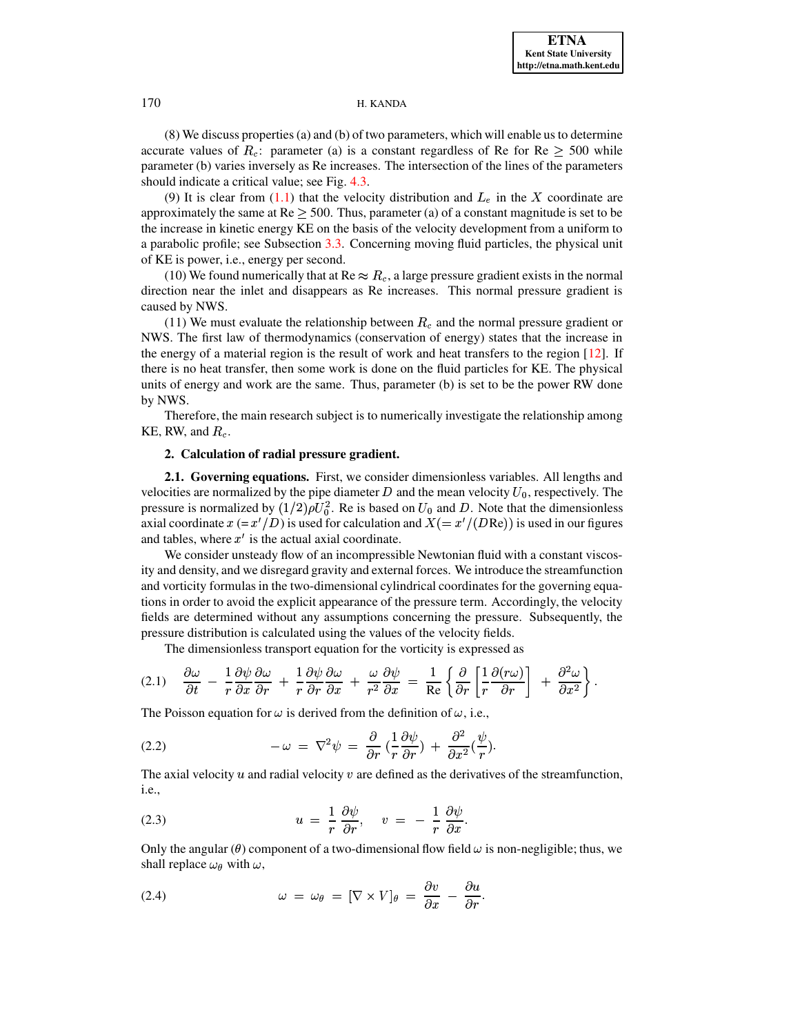(8) We discuss properties (a) and (b) of two parameters, which will enable us to determine accurate values of $R_c$: parameter (a) is a constant regardless of Re for Re $\geq$ 500 while parameter (b) varies inversely as Re increases. The intersection of the lines of the parameters should indicate a critical value; see Fig. 4.3.

(9) It is clear from (1.1) that the velocity distribution and $L_e$ in the $X$ coordinate are approximately the same at Re $\geq 500$. Thus, parameter (a) of a constant magnitude is set to be the increase in kinetic energy KE on the basis of the velocity development from a uniform to a parabolic profile; see Subsection 3.3. Concerning moving fluid particles, the physical unit of KE is power, i.e., energy per second.

(10) We found numerically that at Re $\approx R_c$, a large pressure gradient exists in the normal direction near the inlet and disappears as Re increases. This normal pressure gradient is caused by NWS.

(11) We must evaluate the relationship between $R_c$ and the normal pressure gradient or NWS. The first law of thermodynamics (conservation of energy) states that the increase in the energy of a material region is the result of work and heat transfers to the region [12]. If there is no heat transfer, then some work is done on the fluid particles for KE. The physical units of energy and work are the same. Thus, parameter (b) is set to be the power RW done by NWS.

Therefore, the main research subject is to numerically investigate the relationship among KE, RW, and $R_c$.

## 2. Calculation of radial pressure gradient.

**2.1. Governing equations.** First, we consider dimensionless variables. All lengths and velocities are normalized by the pipe diameter $D$ and the mean velocity $U_0$, respectively. The pressure is normalized by $(1/2)\rho U_0^2$. Re is based on $U_0$ and $D$. Note that the dimensionless axial coordinate $x$ $(= x'/D)$ is used for calculation and $X(= x'/(D\text{Re}))$ is used in our figures and tables, where $x'$ is the actual axial coordinate.

We consider unsteady flow of an incompressible Newtonian fluid with a constant viscosity and density, and we disregard gravity and external forces. We introduce the streamfunction and vorticity formulas in the two-dimensional cylindrical coordinates for the governing equations in order to avoid the explicit appearance of the pressure term. Accordingly, the velocity fields are determined without any assumptions concerning the pressure. Subsequently, the pressure distribution is calculated using the values of the velocity fields.

The dimensionless transport equation for the vorticity is expressed as

$$\frac{\partial \omega}{\partial t} - \frac{1}{r}\frac{\partial \psi}{\partial x}\frac{\partial \omega}{\partial r} + \frac{1}{r}\frac{\partial \psi}{\partial r}\frac{\partial \omega}{\partial x} + \frac{\omega}{r^2}\frac{\partial \psi}{\partial x} = \frac{1}{\text{Re}}\left\{\frac{\partial}{\partial r}\left[\frac{1}{r}\frac{\partial (r\omega)}{\partial r}\right] + \frac{\partial^2 \omega}{\partial x^2}\right\}. \tag{2.1}$$

The Poisson equation for $\omega$ is derived from the definition of $\omega$, i.e.,

$$-\omega = \nabla^2 \psi = \frac{\partial}{\partial r}\left(\frac{1}{r}\frac{\partial \psi}{\partial r}\right) + \frac{\partial^2}{\partial x^2}\left(\frac{\psi}{r}\right). \tag{2.2}$$

The axial velocity $u$ and radial velocity $v$ are defined as the derivatives of the streamfunction, i.e.,

$$u = \frac{1}{r}\frac{\partial \psi}{\partial r}, \quad v = -\frac{1}{r}\frac{\partial \psi}{\partial x}. \tag{2.3}$$

Only the angular ($\theta$) component of a two-dimensional flow field $\omega$ is non-negligible; thus, we shall replace $\omega_\theta$ with $\omega$,

$$\omega = \omega_\theta = [\nabla \times V]_\theta = \frac{\partial v}{\partial x} - \frac{\partial u}{\partial r}. \tag{2.4}$$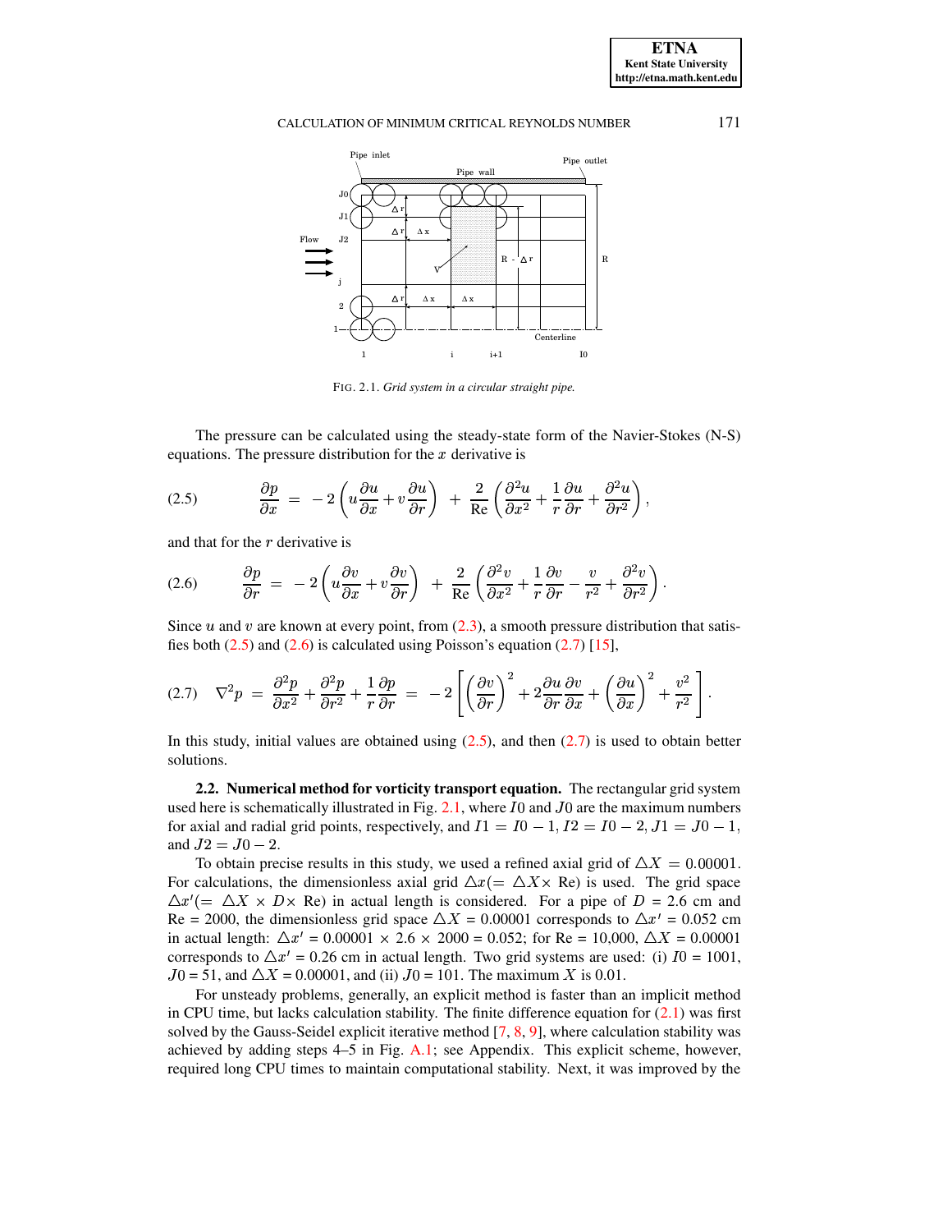FIG. 2.1. *Grid system in a circular straight pipe.*

The pressure can be calculated using the steady-state form of the Navier-Stokes (N-S) equations. The pressure distribution for the $x$ derivative is

$$\frac{\partial p}{\partial x} = -2\left(u\frac{\partial u}{\partial x} + v\frac{\partial u}{\partial r}\right) + \frac{2}{\text{Re}}\left(\frac{\partial^2 u}{\partial x^2} + \frac{1}{r}\frac{\partial u}{\partial r} + \frac{\partial^2 u}{\partial r^2}\right), \tag{2.5}$$

and that for the $r$ derivative is

$$\frac{\partial p}{\partial r} = -2\left(u\frac{\partial v}{\partial x} + v\frac{\partial v}{\partial r}\right) + \frac{2}{\text{Re}}\left(\frac{\partial^2 v}{\partial x^2} + \frac{1}{r}\frac{\partial v}{\partial r} - \frac{v}{r^2} + \frac{\partial^2 v}{\partial r^2}\right). \tag{2.6}$$

Since $u$ and $v$ are known at every point, from (2.3), a smooth pressure distribution that satisfies both (2.5) and (2.6) is calculated using Poisson's equation (2.7) [15],

$$\nabla^2 p = \frac{\partial^2 p}{\partial x^2} + \frac{\partial^2 p}{\partial r^2} + \frac{1}{r}\frac{\partial p}{\partial r} = -2\left[\left(\frac{\partial v}{\partial r}\right)^2 + 2\frac{\partial u}{\partial r}\frac{\partial v}{\partial x} + \left(\frac{\partial u}{\partial x}\right)^2 + \frac{v^2}{r^2}\right]. \tag{2.7}$$

In this study, initial values are obtained using (2.5), and then (2.7) is used to obtain better solutions.

**2.2. Numerical method for vorticity transport equation.** The rectangular grid system used here is schematically illustrated in Fig. 2.1, where $I0$ and $J0$ are the maximum numbers for axial and radial grid points, respectively, and $I1 = I0 - 1$, $I2 = I0 - 2$, $J1 = J0 - 1$, and $J2 = J0 - 2$.

To obtain precise results in this study, we used a refined axial grid of $\triangle X = 0.00001$. For calculations, the dimensionless axial grid $\triangle x (= \triangle X \times \text{Re})$ is used. The grid space $\triangle x' (= \triangle X \times D \times \text{Re})$ in actual length is considered. For a pipe of $D$ = 2.6 cm and Re = 2000, the dimensionless grid space $\triangle X = 0.00001$ corresponds to $\triangle x'$ = 0.052 cm in actual length: $\triangle x'$ = 0.00001 × 2.6 × 2000 = 0.052; for Re = 10,000, $\triangle X = 0.00001$ corresponds to $\triangle x'$ = 0.26 cm in actual length. Two grid systems are used: (i) $I0$ = 1001, $J0$ = 51, and $\triangle X = 0.00001$, and (ii) $J0$ = 101. The maximum $X$ is 0.01.

For unsteady problems, generally, an explicit method is faster than an implicit method in CPU time, but lacks calculation stability. The finite difference equation for (2.1) was first solved by the Gauss-Seidel explicit iterative method [7, 8, 9], where calculation stability was achieved by adding steps 4–5 in Fig. A.1; see Appendix. This explicit scheme, however, required long CPU times to maintain computational stability. Next, it was improved by the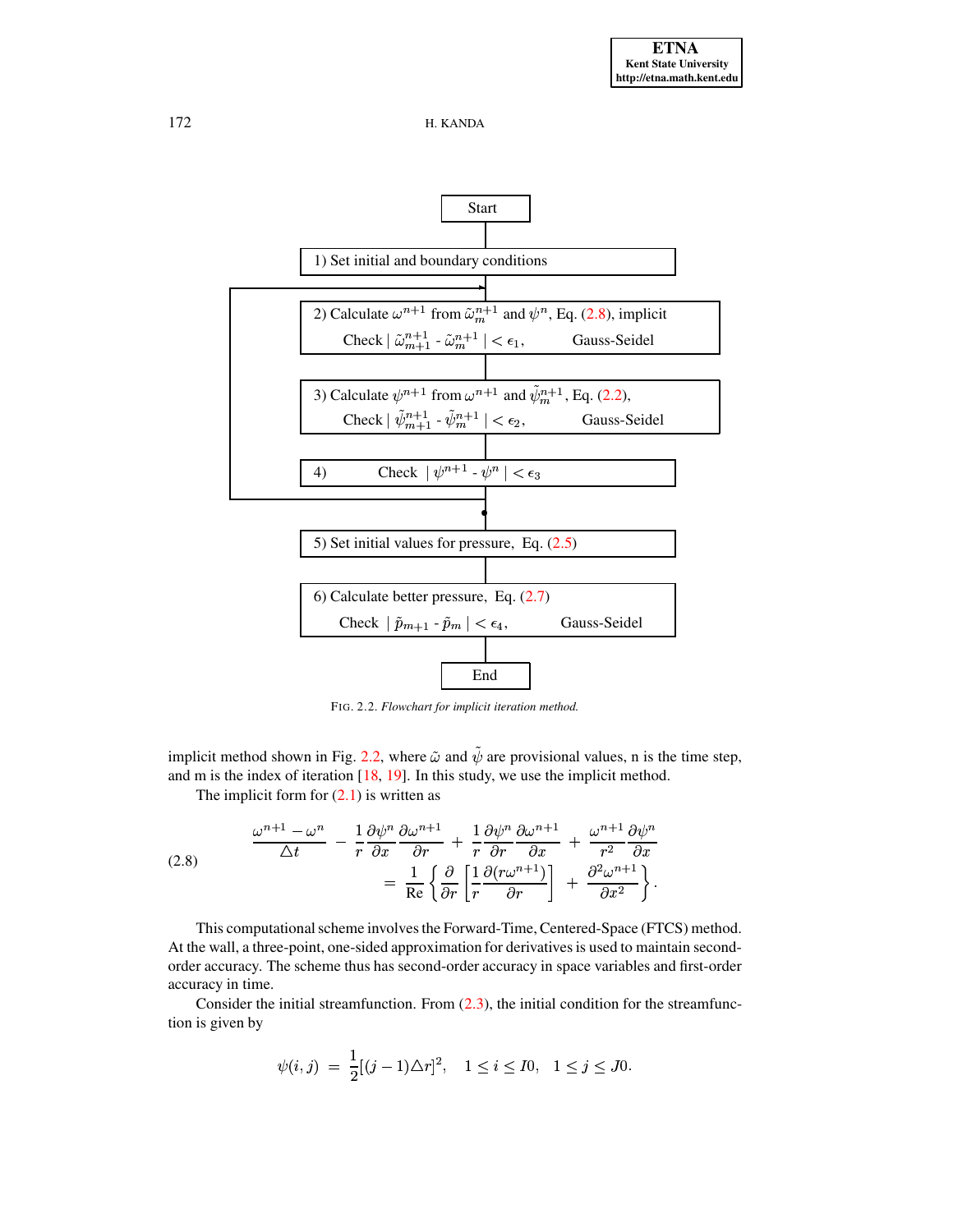1) Set initial and boundary conditions

2) Calculate $\omega^{n+1}$ from $\tilde{\omega}_m^{n+1}$ and $\psi^n$, Eq. (2.8), implicit

Check $| \tilde{\omega}_{m+1}^{n+1} - \tilde{\omega}_m^{n+1} | < \epsilon_1$, Gauss-Seidel

3) Calculate $\psi^{n+1}$ from $\omega^{n+1}$ and $\tilde{\psi}_m^{n+1}$, Eq. (2.2),

Check $| \tilde{\psi}_{m+1}^{n+1} - \tilde{\psi}_m^{n+1} | < \epsilon_2$, Gauss-Seidel

4) Check $| \psi^{n+1} - \psi^n | < \epsilon_3$

5) Set initial values for pressure, Eq. (2.5)

6) Calculate better pressure, Eq. (2.7)

Check $| \tilde{p}_{m+1} - \tilde{p}_m | < \epsilon_4$, Gauss-Seidel

End

FIG. 2.2. *Flowchart for implicit iteration method.*

implicit method shown in Fig. 2.2, where $\tilde{\omega}$ and $\tilde{\psi}$ are provisional values, n is the time step, and m is the index of iteration [18, 19]. In this study, we use the implicit method.

The implicit form for (2.1) is written as

$$
\begin{aligned}
\frac{\omega^{n+1} - \omega^n}{\triangle t} - \frac{1}{r}\frac{\partial \psi^n}{\partial x}\frac{\partial \omega^{n+1}}{\partial r} + \frac{1}{r}\frac{\partial \psi^n}{\partial r}\frac{\partial \omega^{n+1}}{\partial x} + \frac{\omega^{n+1}}{r^2}\frac{\partial \psi^n}{\partial x} \\
= \frac{1}{\mathrm{Re}}\left\{\frac{\partial}{\partial r}\left[\frac{1}{r}\frac{\partial (r\omega^{n+1})}{\partial r}\right] + \frac{\partial^2 \omega^{n+1}}{\partial x^2}\right\}.
\end{aligned}
\tag{2.8}
$$

This computational scheme involves the Forward-Time, Centered-Space (FTCS) method. At the wall, a three-point, one-sided approximation for derivatives is used to maintain second-order accuracy. The scheme thus has second-order accuracy in space variables and first-order accuracy in time.

Consider the initial streamfunction. From (2.3), the initial condition for the streamfunction is given by

$$
\psi(i,j) \ = \ \frac{1}{2}[(j-1)\triangle r]^2, \quad 1 \le i \le I0, \quad 1 \le j \le J0.
$$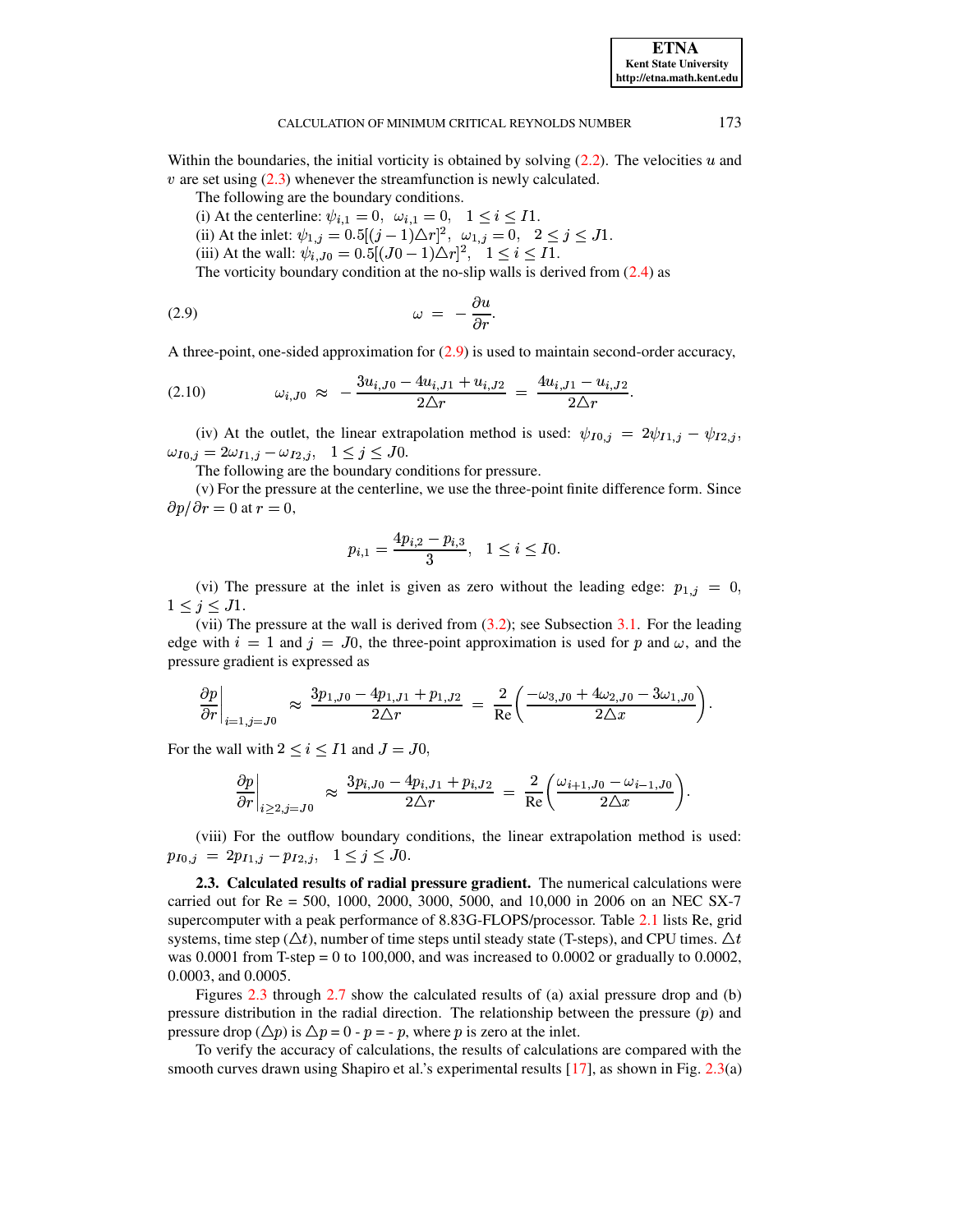Within the boundaries, the initial vorticity is obtained by solving (2.2). The velocities $u$ and $v$ are set using (2.3) whenever the streamfunction is newly calculated.

The following are the boundary conditions.

(i) At the centerline: $\psi_{i,1} = 0$, $\omega_{i,1} = 0$, $1 \leq i \leq I1$.

(ii) At the inlet: $\psi_{1,j} = 0.5[(j-1)\triangle r]^2$, $\omega_{1,j} = 0$, $2 \leq j \leq J1$.

(iii) At the wall: $\psi_{i,J0} = 0.5[(J0-1)\triangle r]^2$, $1 \leq i \leq I1$.

The vorticity boundary condition at the no-slip walls is derived from (2.4) as

$$\omega = -\frac{\partial u}{\partial r}. \tag{2.9}$$

A three-point, one-sided approximation for (2.9) is used to maintain second-order accuracy,

$$\omega_{i,J0} \approx -\frac{3u_{i,J0} - 4u_{i,J1} + u_{i,J2}}{2\triangle r} = \frac{4u_{i,J1} - u_{i,J2}}{2\triangle r}. \tag{2.10}$$

(iv) At the outlet, the linear extrapolation method is used: $\psi_{I0,j} = 2\psi_{I1,j} - \psi_{I2,j}$, $\omega_{I0,j} = 2\omega_{I1,j} - \omega_{I2,j}$, $1 \leq j \leq J0$.

The following are the boundary conditions for pressure.

(v) For the pressure at the centerline, we use the three-point finite difference form. Since $\partial p / \partial r = 0$ at $r = 0$,

$$p_{i,1} = \frac{4p_{i,2} - p_{i,3}}{3}, \quad 1 \leq i \leq I0.$$

(vi) The pressure at the inlet is given as zero without the leading edge: $p_{1,j} = 0$, $1 \leq j \leq J1$.

(vii) The pressure at the wall is derived from (3.2); see Subsection 3.1. For the leading edge with $i = 1$ and $j = J0$, the three-point approximation is used for $p$ and $\omega$, and the pressure gradient is expressed as

$$\left.\frac{\partial p}{\partial r}\right|_{i=1,j=J0} \approx \frac{3p_{1,J0} - 4p_{1,J1} + p_{1,J2}}{2\triangle r} = \frac{2}{\mathrm{Re}}\left(\frac{-\omega_{3,J0} + 4\omega_{2,J0} - 3\omega_{1,J0}}{2\triangle x}\right).$$

For the wall with $2 \leq i \leq I1$ and $J = J0$,

$$\left.\frac{\partial p}{\partial r}\right|_{i\geq 2,j=J0} \approx \frac{3p_{i,J0} - 4p_{i,J1} + p_{i,J2}}{2\triangle r} = \frac{2}{\mathrm{Re}}\left(\frac{\omega_{i+1,J0} - \omega_{i-1,J0}}{2\triangle x}\right).$$

(viii) For the outflow boundary conditions, the linear extrapolation method is used: $p_{I0,j} = 2p_{I1,j} - p_{I2,j}$, $1 \leq j \leq J0$.

**2.3. Calculated results of radial pressure gradient.** The numerical calculations were carried out for Re = 500, 1000, 2000, 3000, 5000, and 10,000 in 2006 on an NEC SX-7 supercomputer with a peak performance of 8.83G-FLOPS/processor. Table 2.1 lists Re, grid systems, time step ($\triangle t$), number of time steps until steady state (T-steps), and CPU times. $\triangle t$ was 0.0001 from T-step = 0 to 100,000, and was increased to 0.0002 or gradually to 0.0002, 0.0003, and 0.0005.

Figures 2.3 through 2.7 show the calculated results of (a) axial pressure drop and (b) pressure distribution in the radial direction. The relationship between the pressure ($p$) and pressure drop ($\triangle p$) is $\triangle p = 0 - p = -p$, where $p$ is zero at the inlet.

To verify the accuracy of calculations, the results of calculations are compared with the smooth curves drawn using Shapiro et al.'s experimental results [17], as shown in Fig. 2.3(a)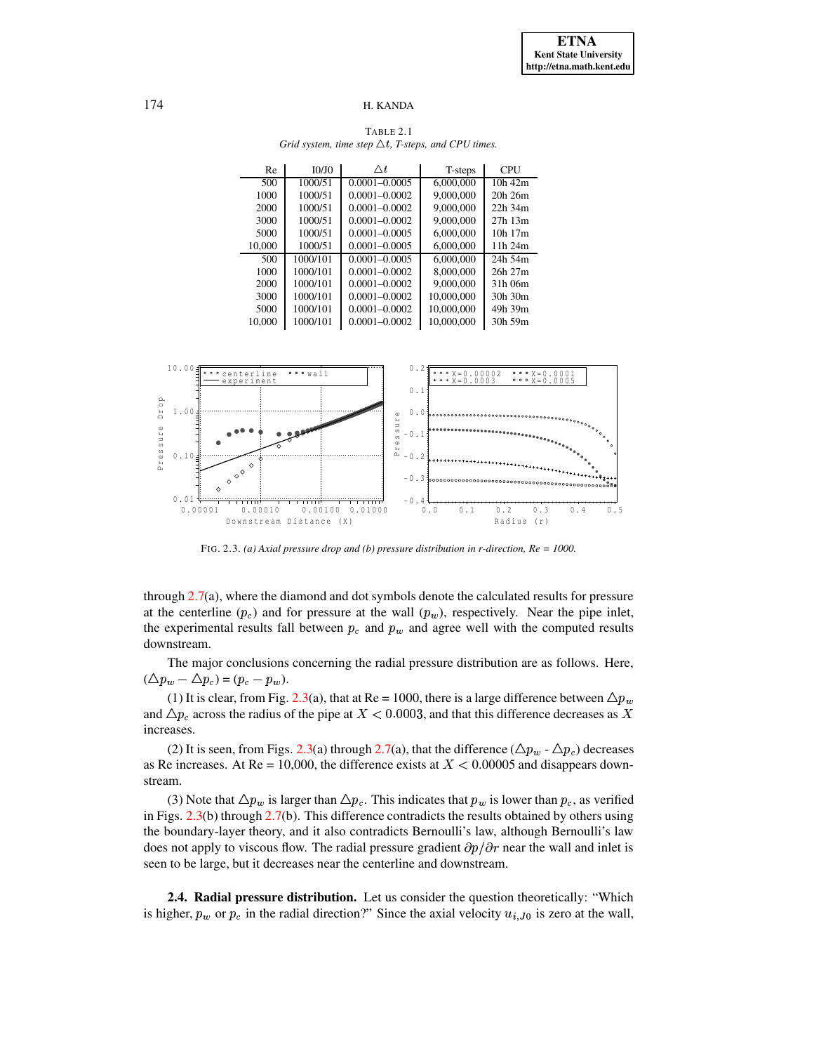TABLE 2.1
*Grid system, time step $\triangle t$, T-steps, and CPU times.*

| Re | I0/J0 | $\triangle t$ | T-steps | CPU |
|---|---|---|---|---|
| 500 | 1000/51 | 0.0001–0.0005 | 6,000,000 | 10h 42m |
| 1000 | 1000/51 | 0.0001–0.0002 | 9,000,000 | 20h 26m |
| 2000 | 1000/51 | 0.0001–0.0002 | 9,000,000 | 22h 34m |
| 3000 | 1000/51 | 0.0001–0.0002 | 9,000,000 | 27h 13m |
| 5000 | 1000/51 | 0.0001–0.0005 | 6,000,000 | 10h 17m |
| 10,000 | 1000/51 | 0.0001–0.0005 | 6,000,000 | 11h 24m |
| 500 | 1000/101 | 0.0001–0.0005 | 6,000,000 | 24h 54m |
| 1000 | 1000/101 | 0.0001–0.0002 | 8,000,000 | 26h 27m |
| 2000 | 1000/101 | 0.0001–0.0002 | 9,000,000 | 31h 06m |
| 3000 | 1000/101 | 0.0001–0.0002 | 10,000,000 | 30h 30m |
| 5000 | 1000/101 | 0.0001–0.0002 | 10,000,000 | 49h 39m |
| 10,000 | 1000/101 | 0.0001–0.0002 | 10,000,000 | 30h 59m |

FIG. 2.3. *(a) Axial pressure drop and (b) pressure distribution in r-direction, Re = 1000.*

through 2.7(a), where the diamond and dot symbols denote the calculated results for pressure at the centerline ($p_c$) and for pressure at the wall ($p_w$), respectively. Near the pipe inlet, the experimental results fall between $p_c$ and $p_w$ and agree well with the computed results downstream.

The major conclusions concerning the radial pressure distribution are as follows. Here, $(\triangle p_w - \triangle p_c) = (p_c - p_w)$.

(1) It is clear, from Fig. 2.3(a), that at Re = 1000, there is a large difference between $\triangle p_w$ and $\triangle p_c$ across the radius of the pipe at $X < 0.0003$, and that this difference decreases as $X$ increases.

(2) It is seen, from Figs. 2.3(a) through 2.7(a), that the difference ($\triangle p_w$ - $\triangle p_c$) decreases as Re increases. At Re = 10,000, the difference exists at $X < 0.00005$ and disappears downstream.

(3) Note that $\triangle p_w$ is larger than $\triangle p_c$. This indicates that $p_w$ is lower than $p_c$, as verified in Figs. 2.3(b) through 2.7(b). This difference contradicts the results obtained by others using the boundary-layer theory, and it also contradicts Bernoulli's law, although Bernoulli's law does not apply to viscous flow. The radial pressure gradient $\partial p/\partial r$ near the wall and inlet is seen to be large, but it decreases near the centerline and downstream.

**2.4. Radial pressure distribution.** Let us consider the question theoretically: "Which is higher, $p_w$ or $p_c$ in the radial direction?" Since the axial velocity $u_{i,J0}$ is zero at the wall,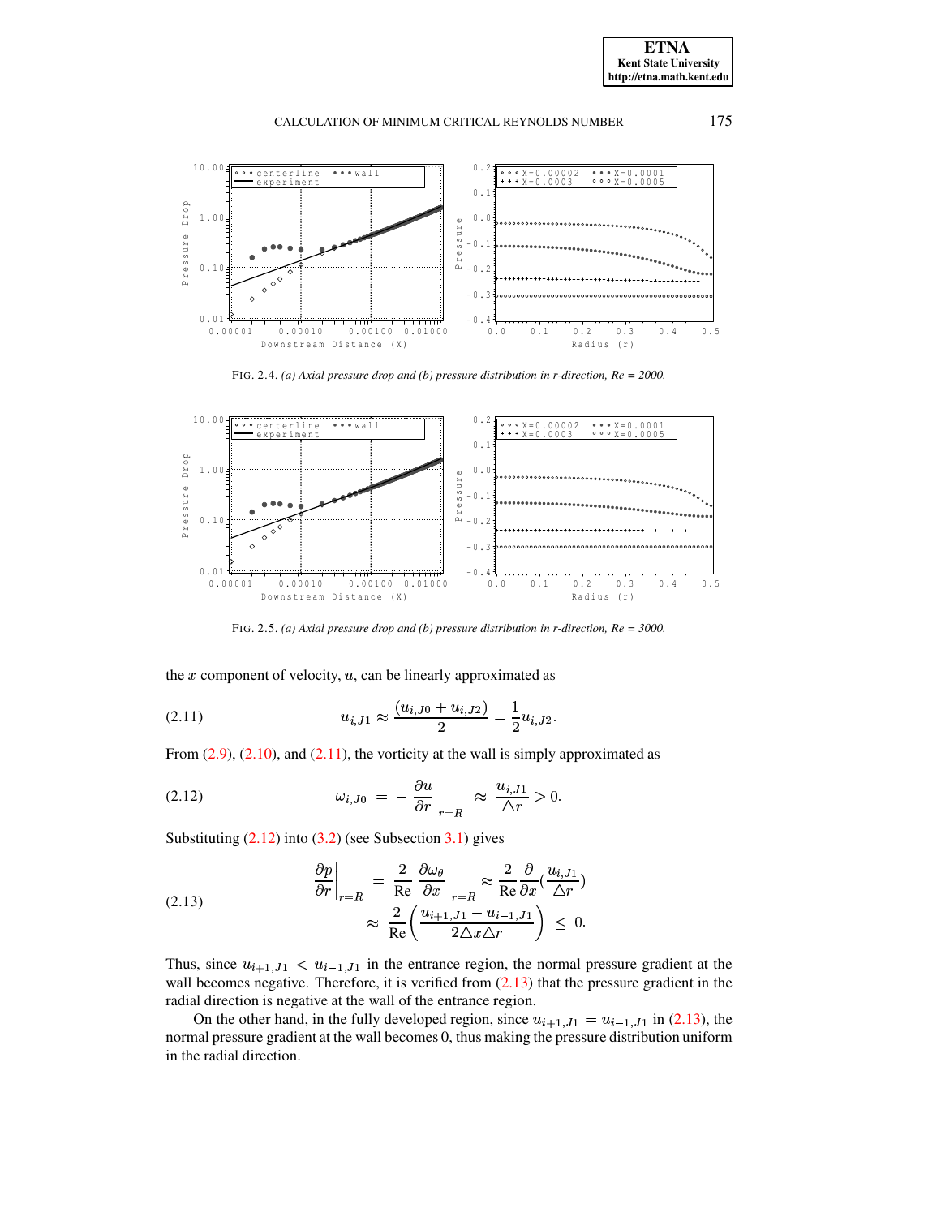FIG. 2.4. *(a) Axial pressure drop and (b) pressure distribution in r-direction, Re = 2000.*

FIG. 2.5. *(a) Axial pressure drop and (b) pressure distribution in r-direction, Re = 3000.*

the $x$ component of velocity, $u$, can be linearly approximated as

$$u_{i,J1} \approx \frac{(u_{i,J0} + u_{i,J2})}{2} = \frac{1}{2} u_{i,J2}. \tag{2.11}$$

From (2.9), (2.10), and (2.11), the vorticity at the wall is simply approximated as

$$\omega_{i,J0} \;=\; -\left.\frac{\partial u}{\partial r}\right|_{r=R} \;\approx\; \frac{u_{i,J1}}{\triangle r} > 0. \tag{2.12}$$

Substituting (2.12) into (3.2) (see Subsection 3.1) gives

$$\begin{aligned} \left.\frac{\partial p}{\partial r}\right|_{r=R} \;&=\; \frac{2}{\text{Re}} \left.\frac{\partial \omega_\theta}{\partial x}\right|_{r=R} \approx \frac{2}{\text{Re}} \frac{\partial}{\partial x}\left(\frac{u_{i,J1}}{\triangle r}\right) \\ &\approx\; \frac{2}{\text{Re}} \left( \frac{u_{i+1,J1} - u_{i-1,J1}}{2 \triangle x \triangle r} \right) \;\leq\; 0. \end{aligned} \tag{2.13}$$

Thus, since $u_{i+1,J1} < u_{i-1,J1}$ in the entrance region, the normal pressure gradient at the wall becomes negative. Therefore, it is verified from (2.13) that the pressure gradient in the radial direction is negative at the wall of the entrance region.

On the other hand, in the fully developed region, since $u_{i+1,J1} = u_{i-1,J1}$ in (2.13), the normal pressure gradient at the wall becomes 0, thus making the pressure distribution uniform in the radial direction.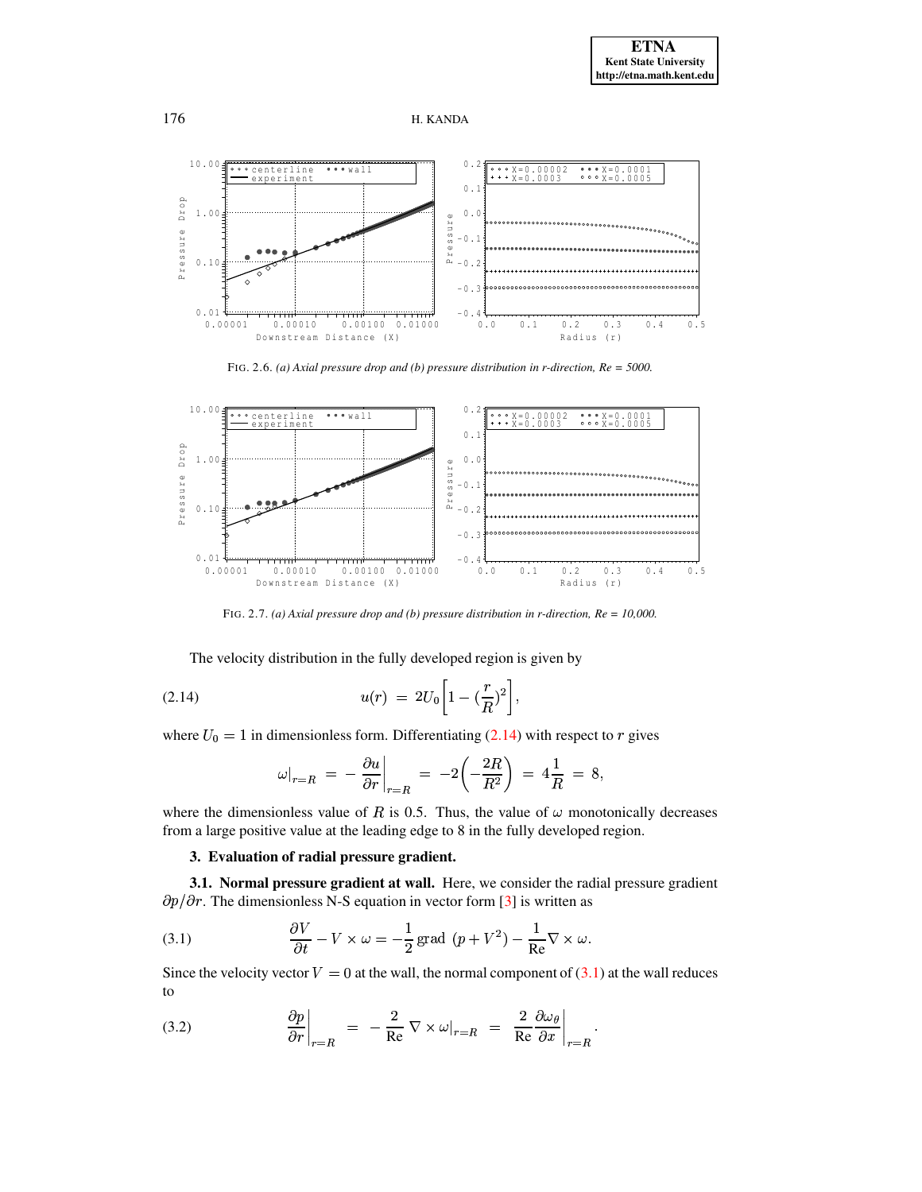FIG. 2.6. *(a) Axial pressure drop and (b) pressure distribution in r-direction, Re = 5000.*

FIG. 2.7. *(a) Axial pressure drop and (b) pressure distribution in r-direction, Re = 10,000.*

The velocity distribution in the fully developed region is given by

$$u(r) \;=\; 2U_0\left[1-(\frac{r}{R})^2\right], \tag{2.14}$$

where $U_0 = 1$ in dimensionless form. Differentiating (2.14) with respect to $r$ gives

$$\omega|_{r=R} \;=\; -\left.\frac{\partial u}{\partial r}\right|_{r=R} \;=\; -2\left(-\frac{2R}{R^2}\right) \;=\; 4\frac{1}{R} \;=\; 8,$$

where the dimensionless value of $R$ is 0.5. Thus, the value of $\omega$ monotonically decreases from a large positive value at the leading edge to 8 in the fully developed region.

## 3. Evaluation of radial pressure gradient.

**3.1. Normal pressure gradient at wall.** Here, we consider the radial pressure gradient $\partial p/\partial r$. The dimensionless N-S equation in vector form [3] is written as

$$\frac{\partial V}{\partial t} - V\times\omega = -\frac{1}{2}\,\text{grad}\;(p+V^2) - \frac{1}{\text{Re}}\nabla\times\omega. \tag{3.1}$$

Since the velocity vector $V = 0$ at the wall, the normal component of (3.1) at the wall reduces to

$$\left.\frac{\partial p}{\partial r}\right|_{r=R} \;=\; -\frac{2}{\text{Re}}\,\nabla\times\omega|_{r=R} \;=\; \frac{2}{\text{Re}}\left.\frac{\partial \omega_\theta}{\partial x}\right|_{r=R}. \tag{3.2}$$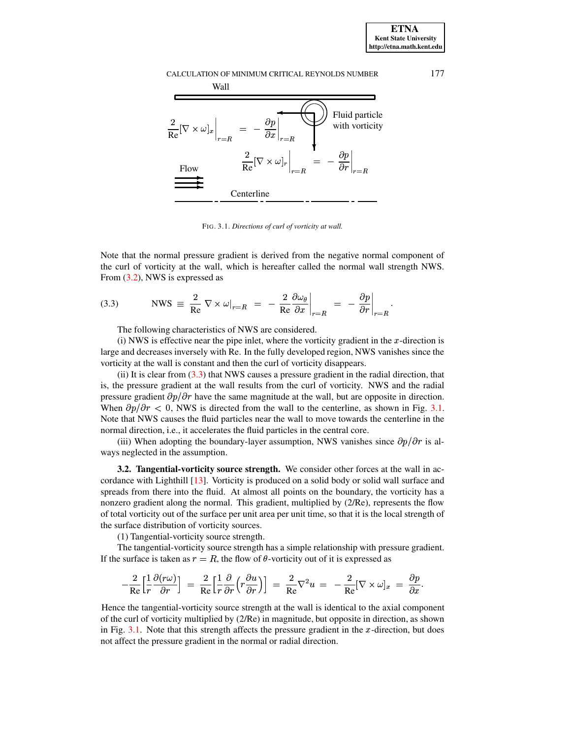Wall

$$\frac{2}{\text{Re}}[\nabla \times \omega]_x\Big|_{r=R} = -\frac{\partial p}{\partial x}\Big|_{r=R}$$

Fluid particle with vorticity

$$\frac{2}{\text{Re}}[\nabla \times \omega]_r\Big|_{r=R} = -\frac{\partial p}{\partial r}\Big|_{r=R}$$

Flow

Centerline

FIG. 3.1. *Directions of curl of vorticity at wall.*

Note that the normal pressure gradient is derived from the negative normal component of the curl of vorticity at the wall, which is hereafter called the normal wall strength NWS. From (3.2), NWS is expressed as

$$\text{NWS} \equiv \frac{2}{\text{Re}} \nabla \times \omega|_{r=R} = -\frac{2}{\text{Re}}\frac{\partial \omega_\theta}{\partial x}\Big|_{r=R} = -\frac{\partial p}{\partial r}\Big|_{r=R}. \tag{3.3}$$

The following characteristics of NWS are considered.

(i) NWS is effective near the pipe inlet, where the vorticity gradient in the $x$-direction is large and decreases inversely with Re. In the fully developed region, NWS vanishes since the vorticity at the wall is constant and then the curl of vorticity disappears.

(ii) It is clear from (3.3) that NWS causes a pressure gradient in the radial direction, that is, the pressure gradient at the wall results from the curl of vorticity. NWS and the radial pressure gradient $\partial p/\partial r$ have the same magnitude at the wall, but are opposite in direction. When $\partial p/\partial r < 0$, NWS is directed from the wall to the centerline, as shown in Fig. 3.1. Note that NWS causes the fluid particles near the wall to move towards the centerline in the normal direction, i.e., it accelerates the fluid particles in the central core.

(iii) When adopting the boundary-layer assumption, NWS vanishes since $\partial p/\partial r$ is always neglected in the assumption.

**3.2. Tangential-vorticity source strength.** We consider other forces at the wall in accordance with Lighthill [13]. Vorticity is produced on a solid body or solid wall surface and spreads from there into the fluid. At almost all points on the boundary, the vorticity has a nonzero gradient along the normal. This gradient, multiplied by (2/Re), represents the flow of total vorticity out of the surface per unit area per unit time, so that it is the local strength of the surface distribution of vorticity sources.

(1) Tangential-vorticity source strength.

The tangential-vorticity source strength has a simple relationship with pressure gradient. If the surface is taken as $r = R$, the flow of $\theta$-vorticity out of it is expressed as

$$-\frac{2}{\text{Re}}\left[\frac{1}{r}\frac{\partial(r\omega)}{\partial r}\right] = \frac{2}{\text{Re}}\left[\frac{1}{r}\frac{\partial}{\partial r}\left(r\frac{\partial u}{\partial r}\right)\right] = \frac{2}{\text{Re}}\nabla^2 u = -\frac{2}{\text{Re}}[\nabla \times \omega]_x = \frac{\partial p}{\partial x}.$$

Hence the tangential-vorticity source strength at the wall is identical to the axial component of the curl of vorticity multiplied by (2/Re) in magnitude, but opposite in direction, as shown in Fig. 3.1. Note that this strength affects the pressure gradient in the $x$-direction, but does not affect the pressure gradient in the normal or radial direction.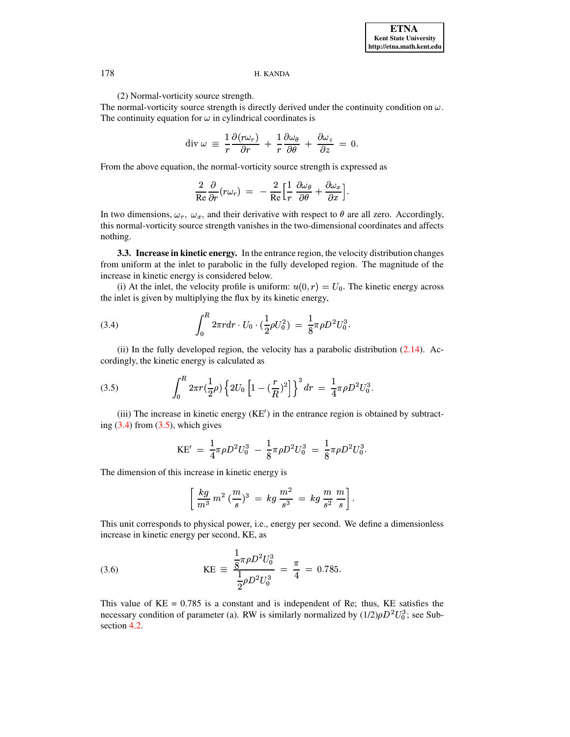(2) Normal-vorticity source strength.

The normal-vorticity source strength is directly derived under the continuity condition on $\omega$. The continuity equation for $\omega$ in cylindrical coordinates is

$$\text{div } \omega \;\equiv\; \frac{1}{r}\frac{\partial(r\omega_r)}{\partial r} \;+\; \frac{1}{r}\frac{\partial\omega_\theta}{\partial\theta} \;+\; \frac{\partial\omega_z}{\partial z} \;=\; 0.$$

From the above equation, the normal-vorticity source strength is expressed as

$$\frac{2}{\text{Re}}\frac{\partial}{\partial r}(r\omega_r) \;=\; -\,\frac{2}{\text{Re}}\Big[\frac{1}{r}\;\frac{\partial\omega_\theta}{\partial\theta} + \frac{\partial\omega_x}{\partial x}\Big].$$

In two dimensions, $\omega_r,\ \omega_x$, and their derivative with respect to $\theta$ are all zero. Accordingly, this normal-vorticity source strength vanishes in the two-dimensional coordinates and affects nothing.

**3.3. Increase in kinetic energy.** In the entrance region, the velocity distribution changes from uniform at the inlet to parabolic in the fully developed region. The magnitude of the increase in kinetic energy is considered below.

(i) At the inlet, the velocity profile is uniform: $u(0,r) = U_0$. The kinetic energy across the inlet is given by multiplying the flux by its kinetic energy,

$$\int_0^R 2\pi r dr \cdot U_0 \cdot (\frac{1}{2}\rho U_0^2) \;=\; \frac{1}{8}\pi\rho D^2 U_0^3. \tag{3.4}$$

(ii) In the fully developed region, the velocity has a parabolic distribution (2.14). Accordingly, the kinetic energy is calculated as

$$\int_0^R 2\pi r(\frac{1}{2}\rho)\left\{2U_0\left[1-(\frac{r}{R})^2\right]\right\}^3 dr \;=\; \frac{1}{4}\pi\rho D^2 U_0^3. \tag{3.5}$$

(iii) The increase in kinetic energy (KE$'$) in the entrance region is obtained by subtracting (3.4) from (3.5), which gives

$$\text{KE}' \;=\; \frac{1}{4}\pi\rho D^2 U_0^3 \;-\; \frac{1}{8}\pi\rho D^2 U_0^3 \;=\; \frac{1}{8}\pi\rho D^2 U_0^3.$$

The dimension of this increase in kinetic energy is

$$\left[\;\frac{kg}{m^3}\,m^2\,(\frac{m}{s})^3 \;=\; kg\,\frac{m^2}{s^3} \;=\; kg\,\frac{m}{s^2}\,\frac{m}{s}\right].$$

This unit corresponds to physical power, i.e., energy per second. We define a dimensionless increase in kinetic energy per second, KE, as

$$\text{KE} \;\equiv\; \frac{\dfrac{1}{8}\pi\rho D^2 U_0^3}{\dfrac{1}{2}\rho D^2 U_0^3} \;=\; \frac{\pi}{4} \;=\; 0.785. \tag{3.6}$$

This value of KE = 0.785 is a constant and is independent of Re; thus, KE satisfies the necessary condition of parameter (a). RW is similarly normalized by $(1/2)\rho D^2 U_0^3$; see Subsection 4.2.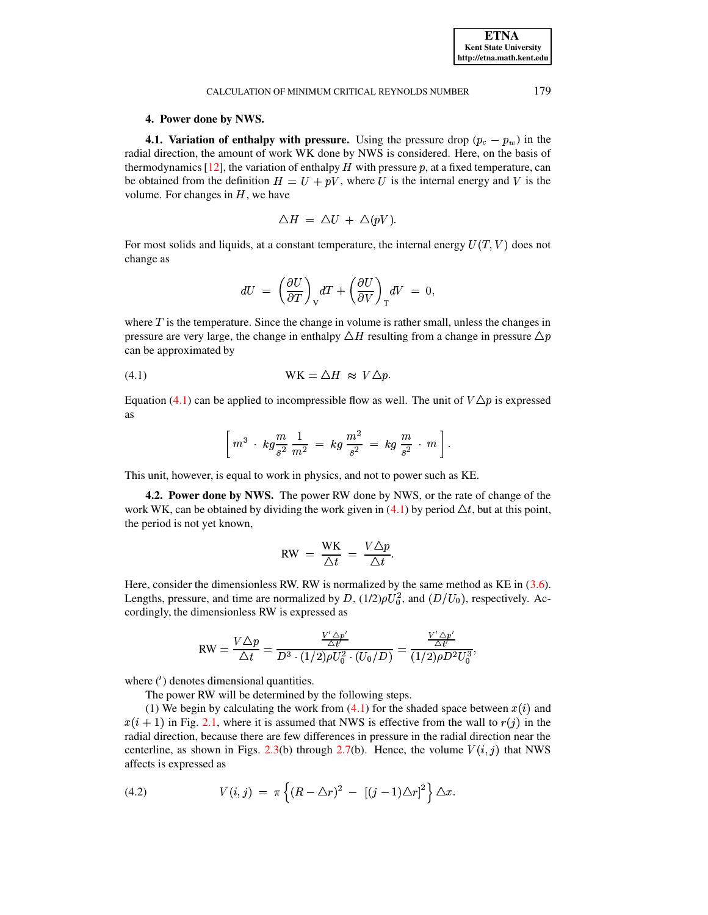## 4. Power done by NWS.

**4.1. Variation of enthalpy with pressure.** Using the pressure drop $(p_c - p_w)$ in the radial direction, the amount of work WK done by NWS is considered. Here, on the basis of thermodynamics [12], the variation of enthalpy $H$ with pressure $p$, at a fixed temperature, can be obtained from the definition $H = U + pV$, where $U$ is the internal energy and $V$ is the volume. For changes in $H$, we have

$$\triangle H = \triangle U + \triangle(pV).$$

For most solids and liquids, at a constant temperature, the internal energy $U(T, V)$ does not change as

$$dU = \left(\frac{\partial U}{\partial T}\right)_{\mathrm{V}} dT + \left(\frac{\partial U}{\partial V}\right)_{\mathrm{T}} dV = 0,$$

where $T$ is the temperature. Since the change in volume is rather small, unless the changes in pressure are very large, the change in enthalpy $\triangle H$ resulting from a change in pressure $\triangle p$ can be approximated by

$$\mathrm{WK} = \triangle H \approx V \triangle p. \tag{4.1}$$

Equation (4.1) can be applied to incompressible flow as well. The unit of $V \triangle p$ is expressed as

$$\left[ m^3 \cdot kg \frac{m}{s^2} \frac{1}{m^2} = kg \frac{m^2}{s^2} = kg \frac{m}{s^2} \cdot m \right].$$

This unit, however, is equal to work in physics, and not to power such as KE.

**4.2. Power done by NWS.** The power RW done by NWS, or the rate of change of the work WK, can be obtained by dividing the work given in (4.1) by period $\triangle t$, but at this point, the period is not yet known,

$$\mathrm{RW} = \frac{\mathrm{WK}}{\triangle t} = \frac{V \triangle p}{\triangle t}.$$

Here, consider the dimensionless RW. RW is normalized by the same method as KE in (3.6). Lengths, pressure, and time are normalized by $D$, $(1/2)\rho U_0^2$, and $(D/U_0)$, respectively. Accordingly, the dimensionless RW is expressed as

$$\mathrm{RW} = \frac{V \triangle p}{\triangle t} = \frac{\frac{V' \triangle p'}{\triangle t'}}{D^3 \cdot (1/2)\rho U_0^2 \cdot (U_0/D)} = \frac{\frac{V' \triangle p'}{\triangle t'}}{(1/2)\rho D^2 U_0^3},$$

where $(')$ denotes dimensional quantities.

The power RW will be determined by the following steps.

(1) We begin by calculating the work from (4.1) for the shaded space between $x(i)$ and $x(i+1)$ in Fig. 2.1, where it is assumed that NWS is effective from the wall to $r(j)$ in the radial direction, because there are few differences in pressure in the radial direction near the centerline, as shown in Figs. 2.3(b) through 2.7(b). Hence, the volume $V(i, j)$ that NWS affects is expressed as

$$V(i, j) = \pi \left\{ (R - \triangle r)^2 - [(j-1)\triangle r]^2 \right\} \triangle x. \tag{4.2}$$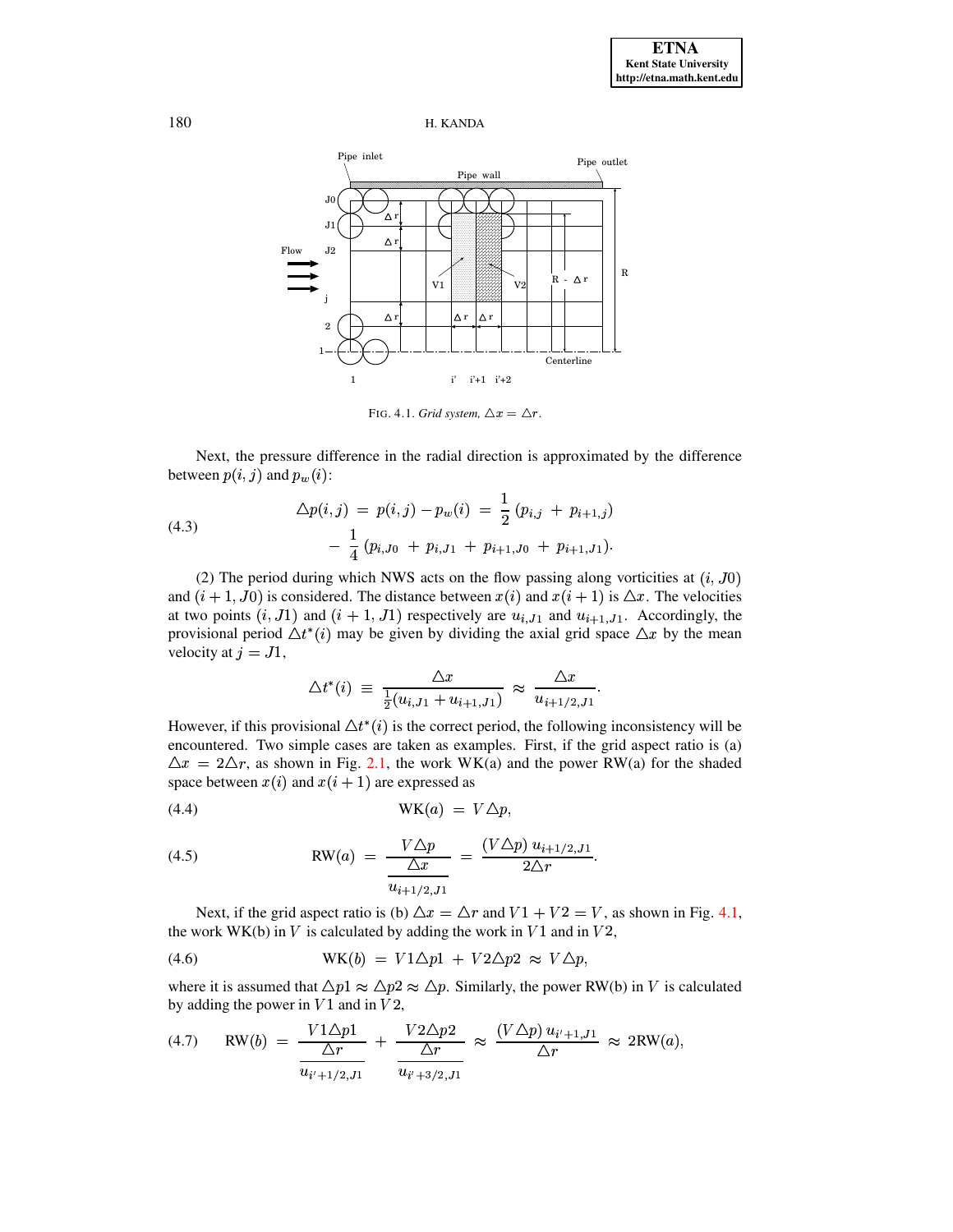FIG. 4.1. *Grid system,* $\triangle x = \triangle r$.

Next, the pressure difference in the radial direction is approximated by the difference between $p(i, j)$ and $p_w(i)$:

$$
\begin{aligned}
\triangle p(i,j) \;=\; p(i,j) - p_w(i) \;&=\; \frac{1}{2}\left(p_{i,j} \;+\; p_{i+1,j}\right) \\
&- \;\frac{1}{4}\left(p_{i,J0} \;+\; p_{i,J1} \;+\; p_{i+1,J0} \;+\; p_{i+1,J1}\right).
\end{aligned}
\tag{4.3}
$$

(2) The period during which NWS acts on the flow passing along vorticities at $(i, J0)$ and $(i + 1, J0)$ is considered. The distance between $x(i)$ and $x(i + 1)$ is $\triangle x$. The velocities at two points $(i, J1)$ and $(i + 1, J1)$ respectively are $u_{i,J1}$ and $u_{i+1,J1}$. Accordingly, the provisional period $\triangle t^*(i)$ may be given by dividing the axial grid space $\triangle x$ by the mean velocity at $j = J1$,

$$
\triangle t^*(i) \;\equiv\; \frac{\triangle x}{\frac{1}{2}(u_{i,J1} + u_{i+1,J1})} \;\approx\; \frac{\triangle x}{u_{i+1/2,J1}}.
$$

However, if this provisional $\triangle t^*(i)$ is the correct period, the following inconsistency will be encountered. Two simple cases are taken as examples. First, if the grid aspect ratio is (a) $\triangle x = 2\triangle r$, as shown in Fig. 2.1, the work WK(a) and the power RW(a) for the shaded space between $x(i)$ and $x(i + 1)$ are expressed as

$$
\mathrm{WK}(a) \;=\; V\triangle p,
\tag{4.4}
$$

$$
\mathrm{RW}(a) \;=\; \frac{V\triangle p}{\dfrac{\triangle x}{u_{i+1/2,J1}}} \;=\; \frac{(V\triangle p)\, u_{i+1/2,J1}}{2\triangle r}.
\tag{4.5}
$$

Next, if the grid aspect ratio is (b) $\triangle x = \triangle r$ and $V1 + V2 = V$, as shown in Fig. 4.1, the work WK(b) in $V$ is calculated by adding the work in $V1$ and in $V2$,

$$
\mathrm{WK}(b) \;=\; V1\triangle p1 \;+\; V2\triangle p2 \;\approx\; V\triangle p,
\tag{4.6}
$$

where it is assumed that $\triangle p1 \approx \triangle p2 \approx \triangle p$. Similarly, the power RW(b) in $V$ is calculated by adding the power in $V1$ and in $V2$,

$$
\mathrm{RW}(b) \;=\; \frac{V1\triangle p1}{\dfrac{\triangle r}{u_{i'+1/2,J1}}} \;+\; \frac{V2\triangle p2}{\dfrac{\triangle r}{u_{i'+3/2,J1}}} \;\approx\; \frac{(V\triangle p)\, u_{i'+1,J1}}{\triangle r} \;\approx\; 2\mathrm{RW}(a),
\tag{4.7}
$$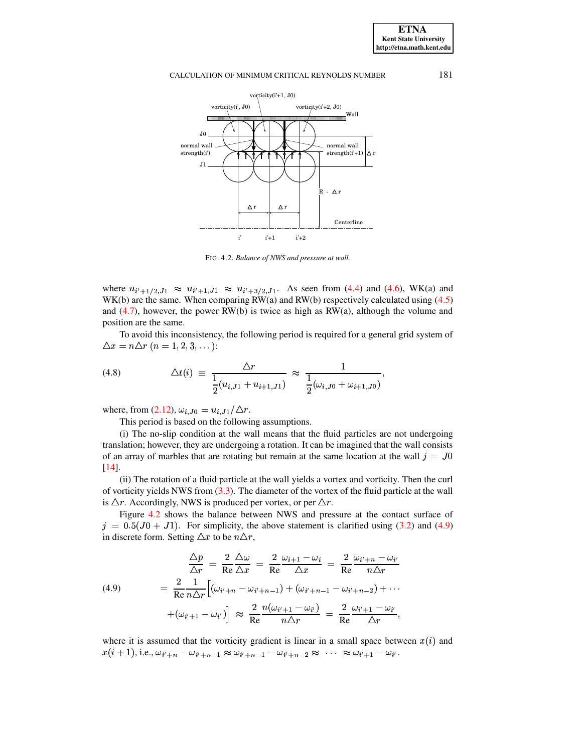FIG. 4.2. *Balance of NWS and pressure at wall.*

where $u_{i'+1/2,J1} \approx u_{i'+1,J1} \approx u_{i'+3/2,J1}$. As seen from (4.4) and (4.6), WK(a) and WK(b) are the same. When comparing RW(a) and RW(b) respectively calculated using (4.5) and (4.7), however, the power RW(b) is twice as high as RW(a), although the volume and position are the same.

To avoid this inconsistency, the following period is required for a general grid system of $\triangle x = n\triangle r$ $(n = 1, 2, 3, \dots)$:

$$\triangle t(i) \equiv \frac{\triangle r}{\frac{1}{2}(u_{i,J1} + u_{i+1,J1})} \approx \frac{1}{\frac{1}{2}(\omega_{i,J0} + \omega_{i+1,J0})}, \tag{4.8}$$

where, from (2.12), $\omega_{i,J0} = u_{i,J1}/\triangle r$.

This period is based on the following assumptions.

(i) The no-slip condition at the wall means that the fluid particles are not undergoing translation; however, they are undergoing a rotation. It can be imagined that the wall consists of an array of marbles that are rotating but remain at the same location at the wall $j = J0$ [14].

(ii) The rotation of a fluid particle at the wall yields a vortex and vorticity. Then the curl of vorticity yields NWS from (3.3). The diameter of the vortex of the fluid particle at the wall is $\triangle r$. Accordingly, NWS is produced per vortex, or per $\triangle r$.

Figure 4.2 shows the balance between NWS and pressure at the contact surface of $j = 0.5(J0 + J1)$. For simplicity, the above statement is clarified using (3.2) and (4.9) in discrete form. Setting $\triangle x$ to be $n\triangle r$,

$$\begin{aligned} \frac{\triangle p}{\triangle r} &= \frac{2}{\mathrm{Re}}\frac{\triangle \omega}{\triangle x} = \frac{2}{\mathrm{Re}}\frac{\omega_{i+1} - \omega_i}{\triangle x} = \frac{2}{\mathrm{Re}}\frac{\omega_{i'+n} - \omega_{i'}}{n\triangle r} \\ &= \frac{2}{\mathrm{Re}}\frac{1}{n\triangle r}\Big[(\omega_{i'+n} - \omega_{i'+n-1}) + (\omega_{i'+n-1} - \omega_{i'+n-2}) + \cdots \\ &\quad + (\omega_{i'+1} - \omega_{i'})\Big] \approx \frac{2}{\mathrm{Re}}\frac{n(\omega_{i'+1} - \omega_{i'})}{n\triangle r} = \frac{2}{\mathrm{Re}}\frac{\omega_{i'+1} - \omega_{i'}}{\triangle r}, \end{aligned} \tag{4.9}$$

where it is assumed that the vorticity gradient is linear in a small space between $x(i)$ and $x(i+1)$, i.e., $\omega_{i'+n} - \omega_{i'+n-1} \approx \omega_{i'+n-1} - \omega_{i'+n-2} \approx \cdots \approx \omega_{i'+1} - \omega_{i'}$.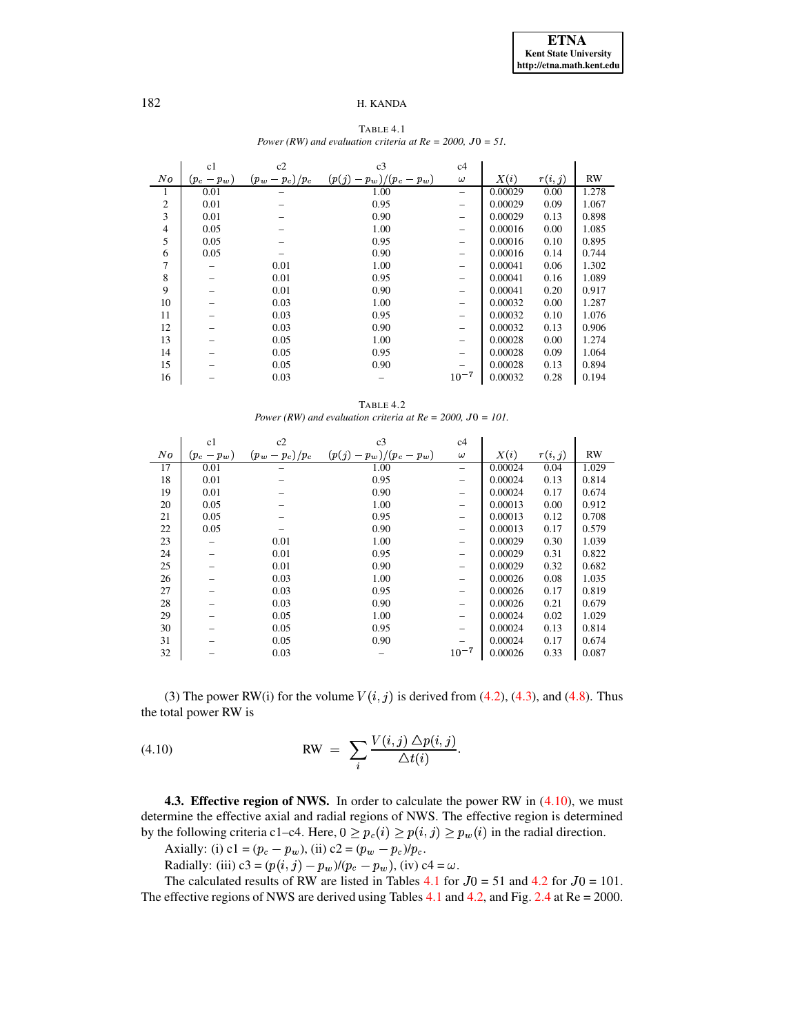TABLE 4.1
*Power (RW) and evaluation criteria at Re = 2000, $J0$ = 51.*

| | c1 | c2 | c3 | c4 | | | |
|---|---|---|---|---|---|---|---|
| $No$ | $(p_c - p_w)$ | $(p_w - p_c)/p_c$ | $(p(j) - p_w)/(p_c - p_w)$ | $\omega$ | $X(i)$ | $r(i,j)$ | RW |
| 1 | 0.01 | – | 1.00 | – | 0.00029 | 0.00 | 1.278 |
| 2 | 0.01 | – | 0.95 | – | 0.00029 | 0.09 | 1.067 |
| 3 | 0.01 | – | 0.90 | – | 0.00029 | 0.13 | 0.898 |
| 4 | 0.05 | – | 1.00 | – | 0.00016 | 0.00 | 1.085 |
| 5 | 0.05 | – | 0.95 | – | 0.00016 | 0.10 | 0.895 |
| 6 | 0.05 | – | 0.90 | – | 0.00016 | 0.14 | 0.744 |
| 7 | – | 0.01 | 1.00 | – | 0.00041 | 0.06 | 1.302 |
| 8 | – | 0.01 | 0.95 | – | 0.00041 | 0.16 | 1.089 |
| 9 | – | 0.01 | 0.90 | – | 0.00041 | 0.20 | 0.917 |
| 10 | – | 0.03 | 1.00 | – | 0.00032 | 0.00 | 1.287 |
| 11 | – | 0.03 | 0.95 | – | 0.00032 | 0.10 | 1.076 |
| 12 | – | 0.03 | 0.90 | – | 0.00032 | 0.13 | 0.906 |
| 13 | – | 0.05 | 1.00 | – | 0.00028 | 0.00 | 1.274 |
| 14 | – | 0.05 | 0.95 | – | 0.00028 | 0.09 | 1.064 |
| 15 | – | 0.05 | 0.90 | – | 0.00028 | 0.13 | 0.894 |
| 16 | – | 0.03 | – | $10^{-7}$ | 0.00032 | 0.28 | 0.194 |

TABLE 4.2
*Power (RW) and evaluation criteria at Re = 2000, $J0$ = 101.*

| | c1 | c2 | c3 | c4 | | | |
|---|---|---|---|---|---|---|---|
| $No$ | $(p_c - p_w)$ | $(p_w - p_c)/p_c$ | $(p(j) - p_w)/(p_c - p_w)$ | $\omega$ | $X(i)$ | $r(i,j)$ | RW |
| 17 | 0.01 | – | 1.00 | – | 0.00024 | 0.04 | 1.029 |
| 18 | 0.01 | – | 0.95 | – | 0.00024 | 0.13 | 0.814 |
| 19 | 0.01 | – | 0.90 | – | 0.00024 | 0.17 | 0.674 |
| 20 | 0.05 | – | 1.00 | – | 0.00013 | 0.00 | 0.912 |
| 21 | 0.05 | – | 0.95 | – | 0.00013 | 0.12 | 0.708 |
| 22 | 0.05 | – | 0.90 | – | 0.00013 | 0.17 | 0.579 |
| 23 | – | 0.01 | 1.00 | – | 0.00029 | 0.30 | 1.039 |
| 24 | – | 0.01 | 0.95 | – | 0.00029 | 0.31 | 0.822 |
| 25 | – | 0.01 | 0.90 | – | 0.00029 | 0.32 | 0.682 |
| 26 | – | 0.03 | 1.00 | – | 0.00026 | 0.08 | 1.035 |
| 27 | – | 0.03 | 0.95 | – | 0.00026 | 0.17 | 0.819 |
| 28 | – | 0.03 | 0.90 | – | 0.00026 | 0.21 | 0.679 |
| 29 | – | 0.05 | 1.00 | – | 0.00024 | 0.02 | 1.029 |
| 30 | – | 0.05 | 0.95 | – | 0.00024 | 0.13 | 0.814 |
| 31 | – | 0.05 | 0.90 | – | 0.00024 | 0.17 | 0.674 |
| 32 | – | 0.03 | – | $10^{-7}$ | 0.00026 | 0.33 | 0.087 |

(3) The power RW(i) for the volume $V(i,j)$ is derived from (4.2), (4.3), and (4.8). Thus the total power RW is

$$\text{RW} = \sum_i \frac{V(i,j)\,\triangle p(i,j)}{\triangle t(i)}. \tag{4.10}$$

**4.3. Effective region of NWS.** In order to calculate the power RW in (4.10), we must determine the effective axial and radial regions of NWS. The effective region is determined by the following criteria c1–c4. Here, $0 \geq p_c(i) \geq p(i,j) \geq p_w(i)$ in the radial direction.

Axially: (i) c1 = $(p_c - p_w)$, (ii) c2 = $(p_w - p_c)/p_c$.

Radially: (iii) c3 = $(p(i,j) - p_w)/(p_c - p_w)$, (iv) c4 = $\omega$.

The calculated results of RW are listed in Tables 4.1 for $J0$ = 51 and 4.2 for $J0$ = 101. The effective regions of NWS are derived using Tables 4.1 and 4.2, and Fig. 2.4 at Re = 2000.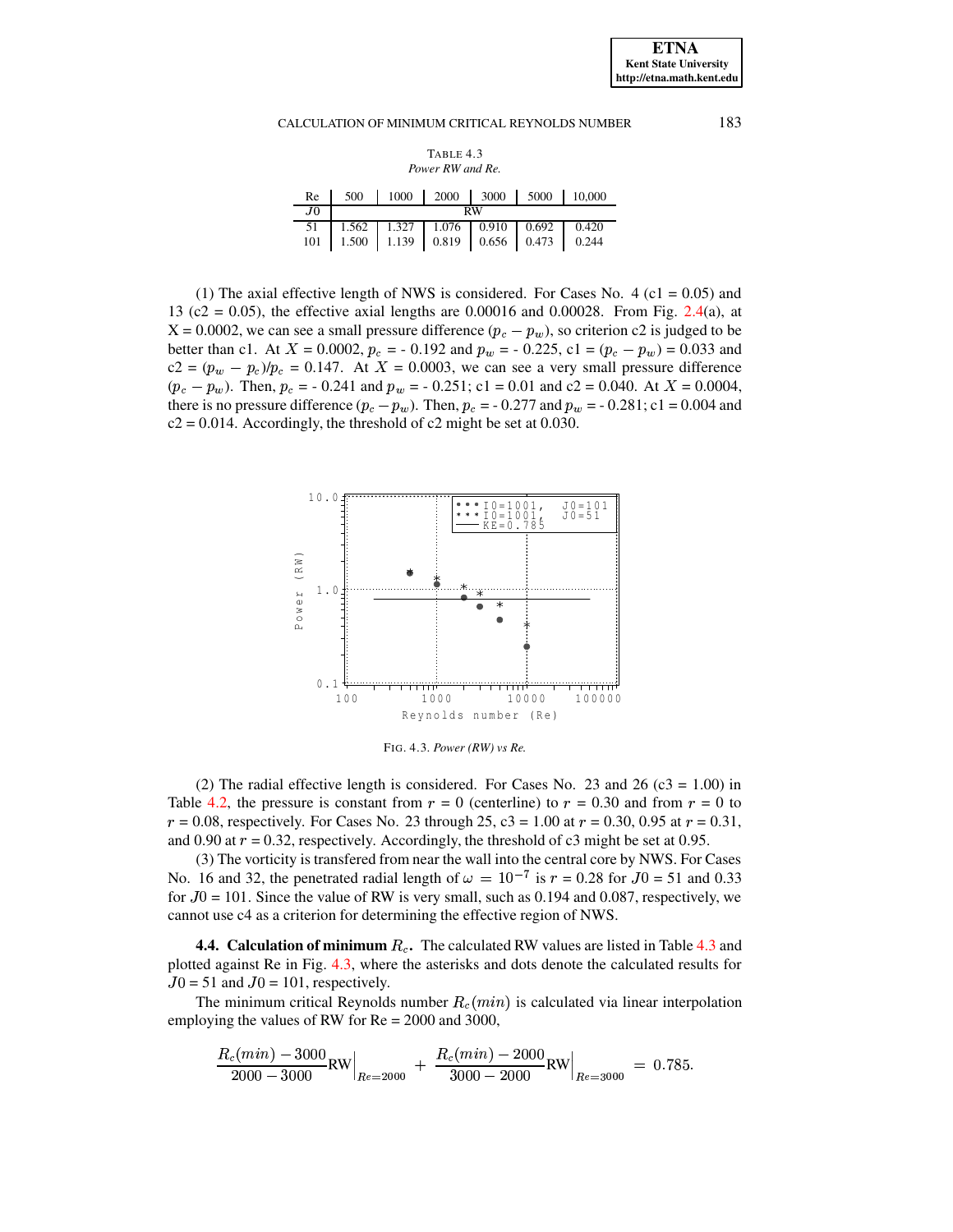TABLE 4.3
*Power RW and Re.*

| Re | 500 | 1000 | 2000 | 3000 | 5000 | 10,000 |
|---|---|---|---|---|---|---|
| $J0$ | RW | | | | | |
| 51 | 1.562 | 1.327 | 1.076 | 0.910 | 0.692 | 0.420 |
| 101 | 1.500 | 1.139 | 0.819 | 0.656 | 0.473 | 0.244 |

(1) The axial effective length of NWS is considered. For Cases No. 4 (c1 = 0.05) and 13 (c2 = 0.05), the effective axial lengths are 0.00016 and 0.00028. From Fig. 2.4(a), at X = 0.0002, we can see a small pressure difference $(p_c - p_w)$, so criterion c2 is judged to be better than c1. At $X$ = 0.0002, $p_c$ = - 0.192 and $p_w$ = - 0.225, c1 = $(p_c - p_w)$ = 0.033 and c2 = $(p_w - p_c)/p_c$ = 0.147. At $X$ = 0.0003, we can see a very small pressure difference $(p_c - p_w)$. Then, $p_c$ = - 0.241 and $p_w$ = - 0.251; c1 = 0.01 and c2 = 0.040. At $X$ = 0.0004, there is no pressure difference $(p_c - p_w)$. Then, $p_c$ = - 0.277 and $p_w$ = - 0.281; c1 = 0.004 and c2 = 0.014. Accordingly, the threshold of c2 might be set at 0.030.

FIG. 4.3. *Power (RW) vs Re.*

(2) The radial effective length is considered. For Cases No. 23 and 26 (c3 = 1.00) in Table 4.2, the pressure is constant from $r$ = 0 (centerline) to $r$ = 0.30 and from $r$ = 0 to $r$ = 0.08, respectively. For Cases No. 23 through 25, c3 = 1.00 at $r$ = 0.30, 0.95 at $r$ = 0.31, and 0.90 at $r$ = 0.32, respectively. Accordingly, the threshold of c3 might be set at 0.95.

(3) The vorticity is transfered from near the wall into the central core by NWS. For Cases No. 16 and 32, the penetrated radial length of $\omega = 10^{-7}$ is $r$ = 0.28 for $J0$ = 51 and 0.33 for $J0$ = 101. Since the value of RW is very small, such as 0.194 and 0.087, respectively, we cannot use c4 as a criterion for determining the effective region of NWS.

**4.4. Calculation of minimum $R_c$.** The calculated RW values are listed in Table 4.3 and plotted against Re in Fig. 4.3, where the asterisks and dots denote the calculated results for $J0$ = 51 and $J0$ = 101, respectively.

The minimum critical Reynolds number $R_c(min)$ is calculated via linear interpolation employing the values of RW for Re = 2000 and 3000,

$$\frac{R_c(min) - 3000}{2000 - 3000}\mathrm{RW}\Big|_{Re=2000} + \frac{R_c(min) - 2000}{3000 - 2000}\mathrm{RW}\Big|_{Re=3000} = 0.785.$$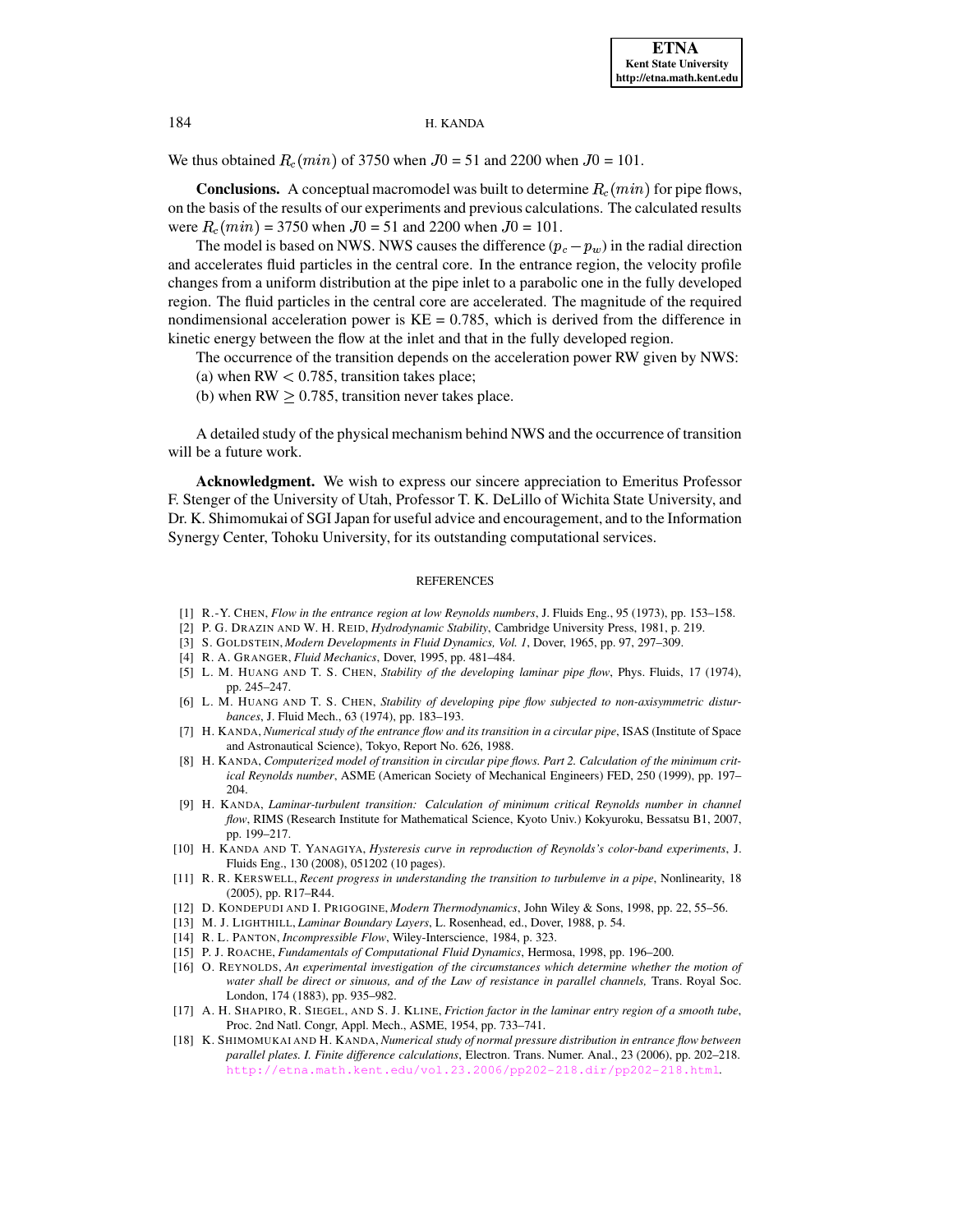We thus obtained $R_c(min)$ of 3750 when $J0$ = 51 and 2200 when $J0$ = 101.

**Conclusions.** A conceptual macromodel was built to determine $R_c(min)$ for pipe flows, on the basis of the results of our experiments and previous calculations. The calculated results were $R_c(min)$ = 3750 when $J0$ = 51 and 2200 when $J0$ = 101.

The model is based on NWS. NWS causes the difference $(p_c - p_w)$ in the radial direction and accelerates fluid particles in the central core. In the entrance region, the velocity profile changes from a uniform distribution at the pipe inlet to a parabolic one in the fully developed region. The fluid particles in the central core are accelerated. The magnitude of the required nondimensional acceleration power is KE = 0.785, which is derived from the difference in kinetic energy between the flow at the inlet and that in the fully developed region.

The occurrence of the transition depends on the acceleration power RW given by NWS:
(a) when RW $<$ 0.785, transition takes place;
(b) when RW $\geq$ 0.785, transition never takes place.

A detailed study of the physical mechanism behind NWS and the occurrence of transition will be a future work.

**Acknowledgment.** We wish to express our sincere appreciation to Emeritus Professor F. Stenger of the University of Utah, Professor T. K. DeLillo of Wichita State University, and Dr. K. Shimomukai of SGI Japan for useful advice and encouragement, and to the Information Synergy Center, Tohoku University, for its outstanding computational services.

## REFERENCES

[1] R.-Y. CHEN, *Flow in the entrance region at low Reynolds numbers*, J. Fluids Eng., 95 (1973), pp. 153–158.

[2] P. G. DRAZIN AND W. H. REID, *Hydrodynamic Stability*, Cambridge University Press, 1981, p. 219.

[3] S. GOLDSTEIN, *Modern Developments in Fluid Dynamics, Vol. 1*, Dover, 1965, pp. 97, 297–309.

[4] R. A. GRANGER, *Fluid Mechanics*, Dover, 1995, pp. 481–484.

[5] L. M. HUANG AND T. S. CHEN, *Stability of the developing laminar pipe flow*, Phys. Fluids, 17 (1974), pp. 245–247.

[6] L. M. HUANG AND T. S. CHEN, *Stability of developing pipe flow subjected to non-axisymmetric disturbances*, J. Fluid Mech., 63 (1974), pp. 183–193.

[7] H. KANDA, *Numerical study of the entrance flow and its transition in a circular pipe*, ISAS (Institute of Space and Astronautical Science), Tokyo, Report No. 626, 1988.

[8] H. KANDA, *Computerized model of transition in circular pipe flows. Part 2. Calculation of the minimum critical Reynolds number*, ASME (American Society of Mechanical Engineers) FED, 250 (1999), pp. 197–204.

[9] H. KANDA, *Laminar-turbulent transition: Calculation of minimum critical Reynolds number in channel flow*, RIMS (Research Institute for Mathematical Science, Kyoto Univ.) Kokyuroku, Bessatsu B1, 2007, pp. 199–217.

[10] H. KANDA AND T. YANAGIYA, *Hysteresis curve in reproduction of Reynolds's color-band experiments*, J. Fluids Eng., 130 (2008), 051202 (10 pages).

[11] R. R. KERSWELL, *Recent progress in understanding the transition to turbulenve in a pipe*, Nonlinearity, 18 (2005), pp. R17–R44.

[12] D. KONDEPUDI AND I. PRIGOGINE, *Modern Thermodynamics*, John Wiley & Sons, 1998, pp. 22, 55–56.

[13] M. J. LIGHTHILL, *Laminar Boundary Layers*, L. Rosenhead, ed., Dover, 1988, p. 54.

[14] R. L. PANTON, *Incompressible Flow*, Wiley-Interscience, 1984, p. 323.

[15] P. J. ROACHE, *Fundamentals of Computational Fluid Dynamics*, Hermosa, 1998, pp. 196–200.

[16] O. REYNOLDS, *An experimental investigation of the circumstances which determine whether the motion of water shall be direct or sinuous, and of the Law of resistance in parallel channels,* Trans. Royal Soc. London, 174 (1883), pp. 935–982.

[17] A. H. SHAPIRO, R. SIEGEL, AND S. J. KLINE, *Friction factor in the laminar entry region of a smooth tube*, Proc. 2nd Natl. Congr, Appl. Mech., ASME, 1954, pp. 733–741.

[18] K. SHIMOMUKAI AND H. KANDA, *Numerical study of normal pressure distribution in entrance flow between parallel plates. I. Finite difference calculations*, Electron. Trans. Numer. Anal., 23 (2006), pp. 202–218. http://etna.math.kent.edu/vol.23.2006/pp202-218.dir/pp202-218.html.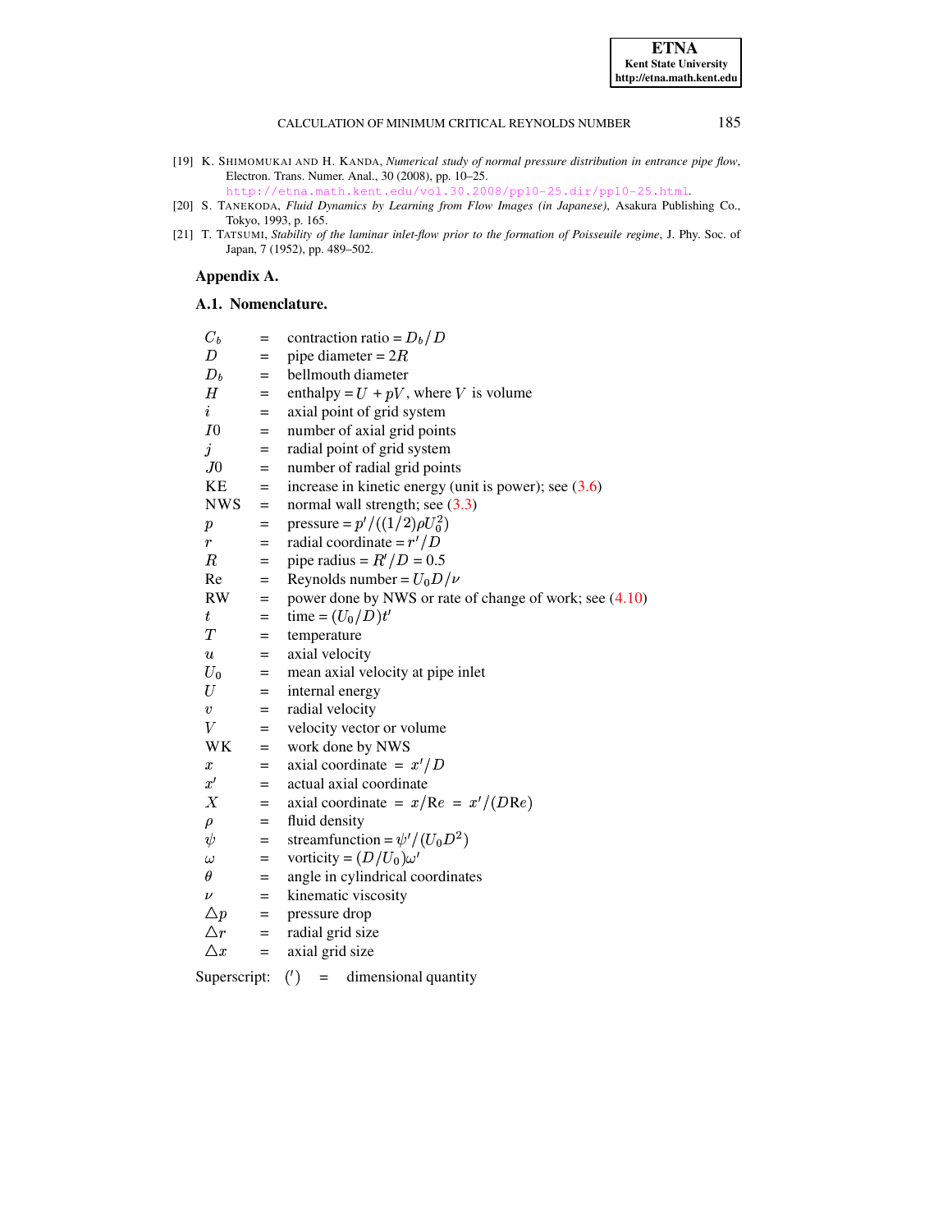[19] K. SHIMOMUKAI AND H. KANDA, *Numerical study of normal pressure distribution in entrance pipe flow*, Electron. Trans. Numer. Anal., 30 (2008), pp. 10–25. http://etna.math.kent.edu/vol.30.2008/pp10-25.dir/pp10-25.html.

[20] S. TANEKODA, *Fluid Dynamics by Learning from Flow Images (in Japanese)*, Asakura Publishing Co., Tokyo, 1993, p. 165.

[21] T. TATSUMI, *Stability of the laminar inlet-flow prior to the formation of Poisseuile regime*, J. Phy. Soc. of Japan, 7 (1952), pp. 489–502.

## Appendix A.

### A.1. Nomenclature.

| | | |
|---|---|---|
| $C_b$ | = | contraction ratio = $D_b/D$ |
| $D$ | = | pipe diameter = $2R$ |
| $D_b$ | = | bellmouth diameter |
| $H$ | = | enthalpy = $U + pV$, where $V$ is volume |
| $i$ | = | axial point of grid system |
| $I0$ | = | number of axial grid points |
| $j$ | = | radial point of grid system |
| $J0$ | = | number of radial grid points |
| KE | = | increase in kinetic energy (unit is power); see (3.6) |
| NWS | = | normal wall strength; see (3.3) |
| $p$ | = | pressure = $p'/((1/2)\rho U_0^2)$ |
| $r$ | = | radial coordinate = $r'/D$ |
| $R$ | = | pipe radius = $R'/D = 0.5$ |
| Re | = | Reynolds number = $U_0 D/\nu$ |
| RW | = | power done by NWS or rate of change of work; see (4.10) |
| $t$ | = | time = $(U_0/D)t'$ |
| $T$ | = | temperature |
| $u$ | = | axial velocity |
| $U_0$ | = | mean axial velocity at pipe inlet |
| $U$ | = | internal energy |
| $v$ | = | radial velocity |
| $V$ | = | velocity vector or volume |
| WK | = | work done by NWS |
| $x$ | = | axial coordinate = $x'/D$ |
| $x'$ | = | actual axial coordinate |
| $X$ | = | axial coordinate = $x/\mathrm{Re} = x'/(D\mathrm{Re})$ |
| $\rho$ | = | fluid density |
| $\psi$ | = | streamfunction = $\psi'/(U_0 D^2)$ |
| $\omega$ | = | vorticity = $(D/U_0)\omega'$ |
| $\theta$ | = | angle in cylindrical coordinates |
| $\nu$ | = | kinematic viscosity |
| $\triangle p$ | = | pressure drop |
| $\triangle r$ | = | radial grid size |
| $\triangle x$ | = | axial grid size |

Superscript: $(')$ = dimensional quantity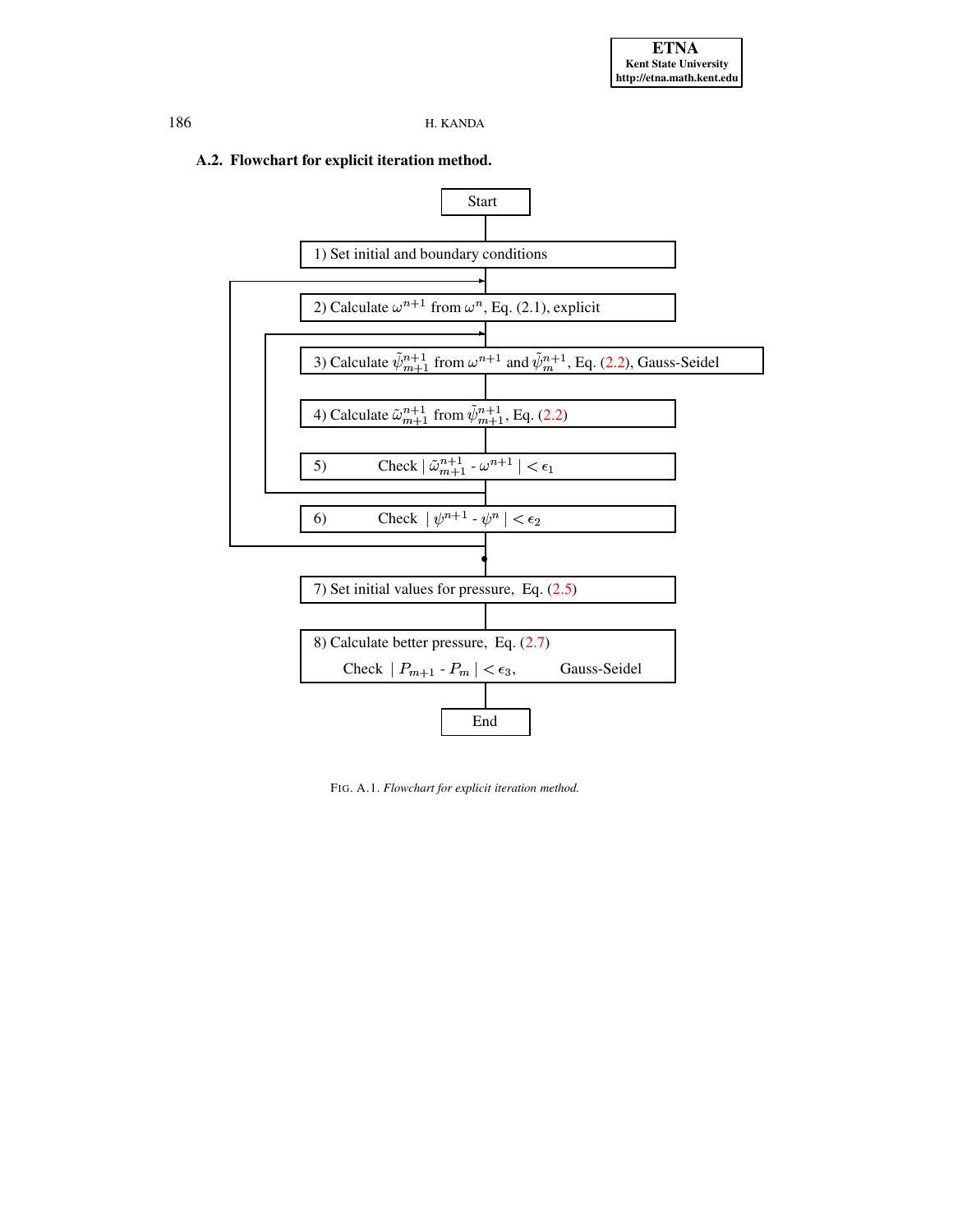### A.2. Flowchart for explicit iteration method.

Start

1) Set initial and boundary conditions

2) Calculate $\omega^{n+1}$ from $\omega^n$, Eq. (2.1), explicit

3) Calculate $\tilde{\psi}^{n+1}_{m+1}$ from $\omega^{n+1}$ and $\tilde{\psi}^{n+1}_{m}$, Eq. (2.2), Gauss-Seidel

4) Calculate $\tilde{\omega}^{n+1}_{m+1}$ from $\tilde{\psi}^{n+1}_{m+1}$, Eq. (2.2)

5) Check $\mid \tilde{\omega}^{n+1}_{m+1}$ - $\omega^{n+1} \mid < \epsilon_1$

6) Check $\mid \psi^{n+1}$ - $\psi^n \mid < \epsilon_2$

7) Set initial values for pressure, Eq. (2.5)

8) Calculate better pressure, Eq. (2.7)
Check $\mid P_{m+1}$ - $P_m \mid < \epsilon_3$, Gauss-Seidel

End

FIG. A.1. *Flowchart for explicit iteration method.*